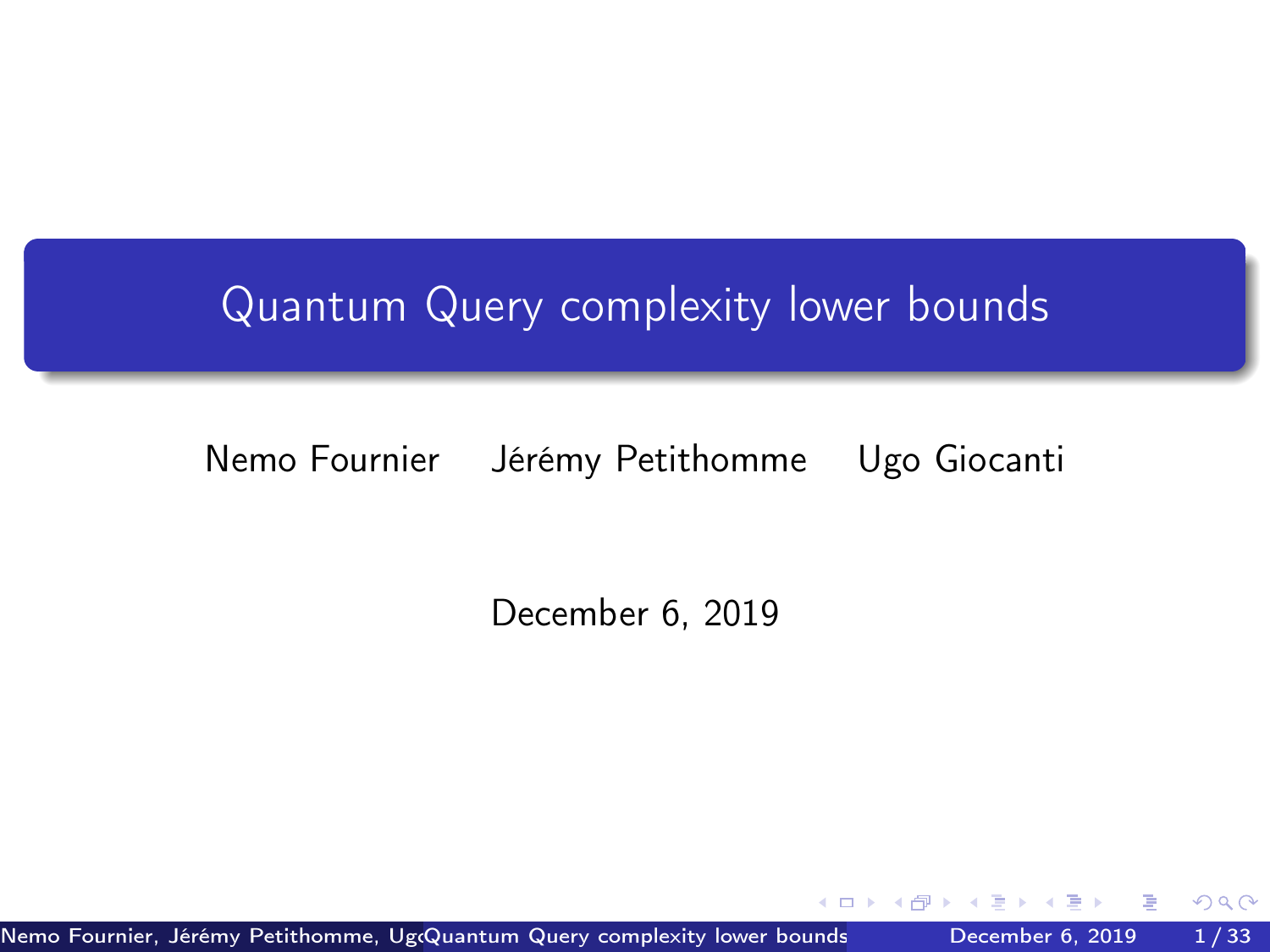# Quantum Query complexity lower bounds

Nemo Fournier    Jérémy Petithomme    Ugo Giocanti

December 6, 2019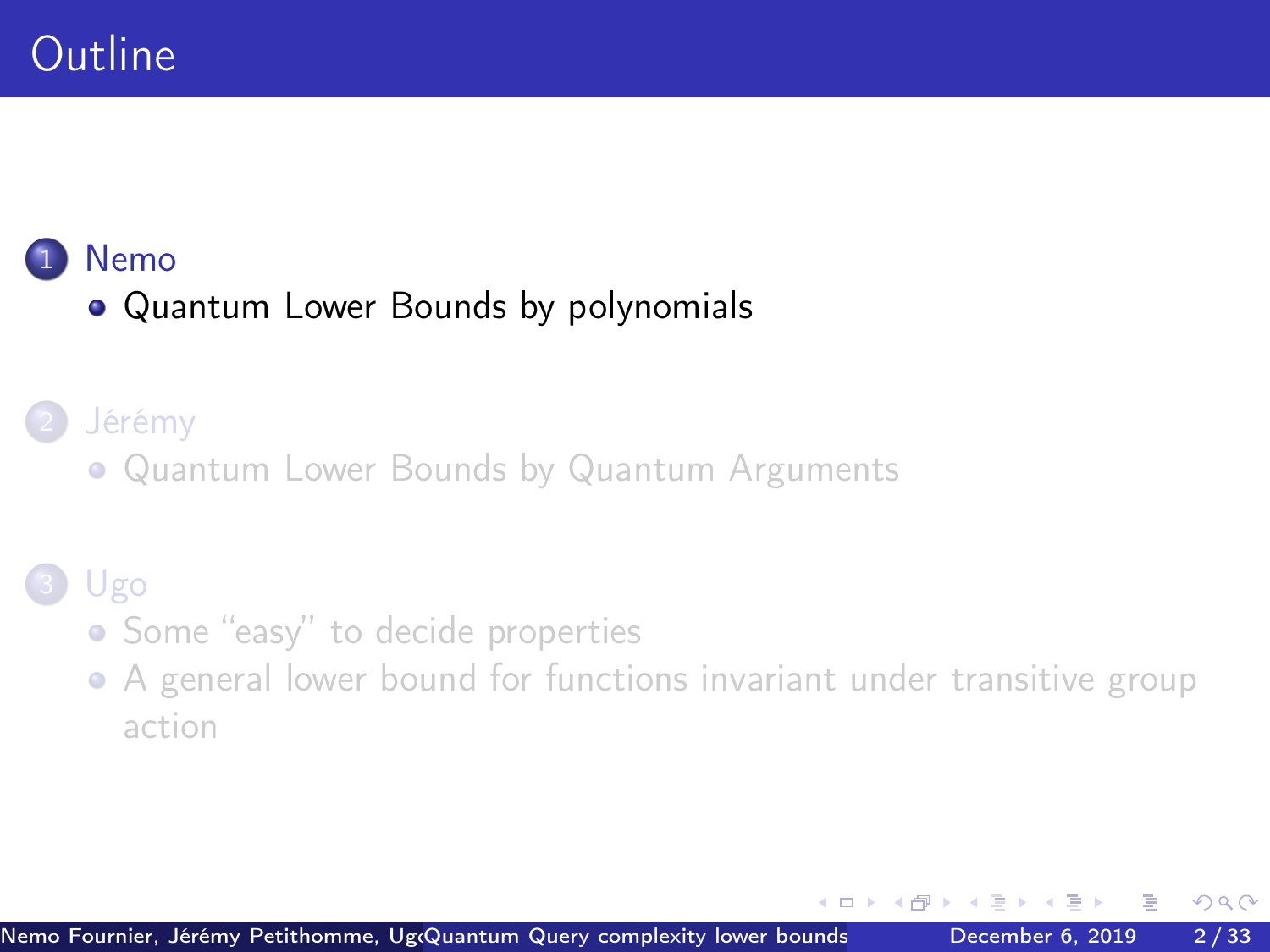# Outline

1. Nemo
   - Quantum Lower Bounds by polynomials
2. Jérémy
   - Quantum Lower Bounds by Quantum Arguments
3. Ugo
   - Some “easy” to decide properties
   - A general lower bound for functions invariant under transitive group action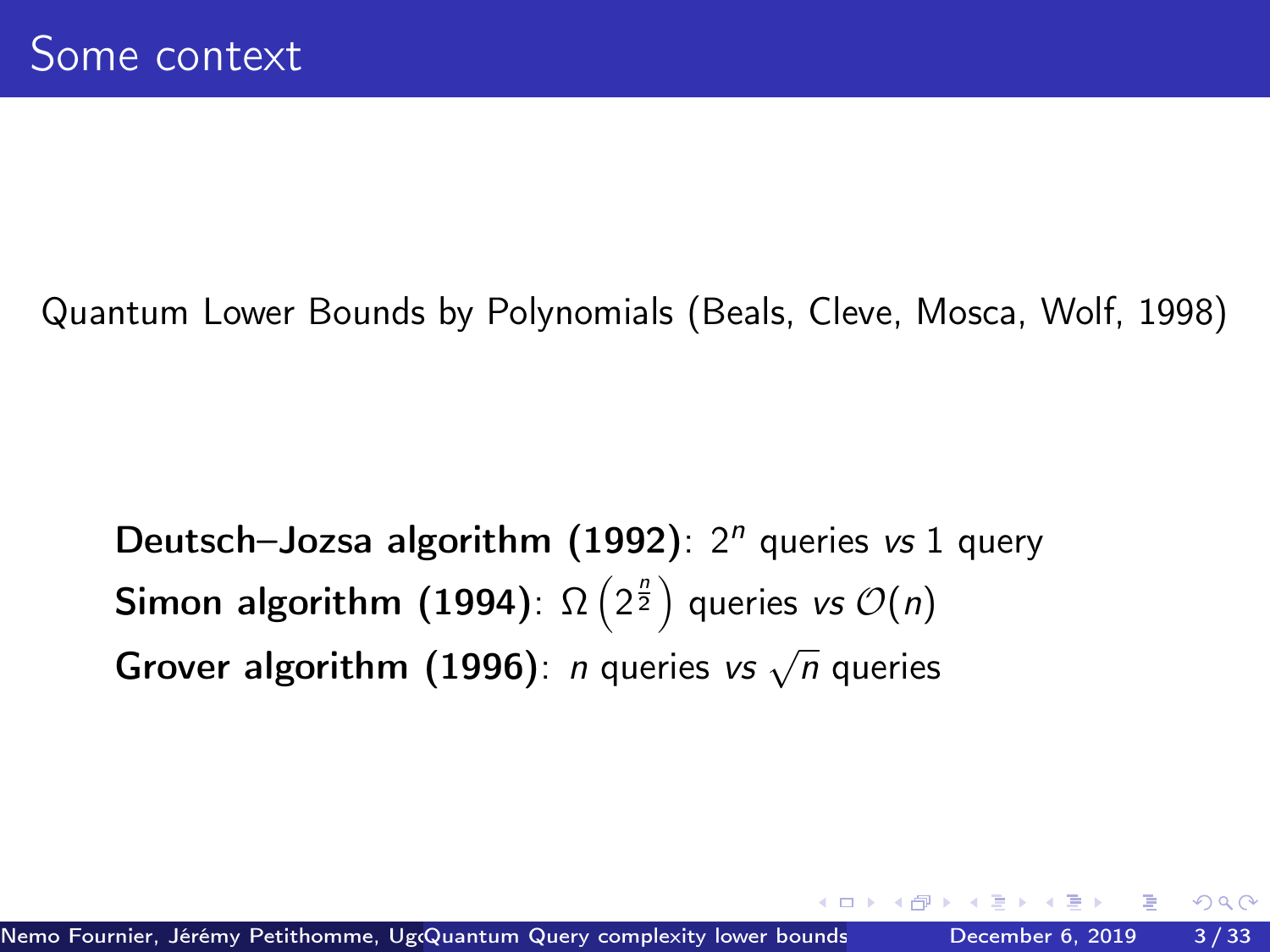# Some context

Quantum Lower Bounds by Polynomials (Beals, Cleve, Mosca, Wolf, 1998)

**Deutsch–Jozsa algorithm (1992)**: $2^n$ queries *vs* 1 query

**Simon algorithm (1994)**: $\Omega\left(2^{\frac{n}{2}}\right)$ queries *vs* $\mathcal{O}(n)$

**Grover algorithm (1996)**: $n$ queries *vs* $\sqrt{n}$ queries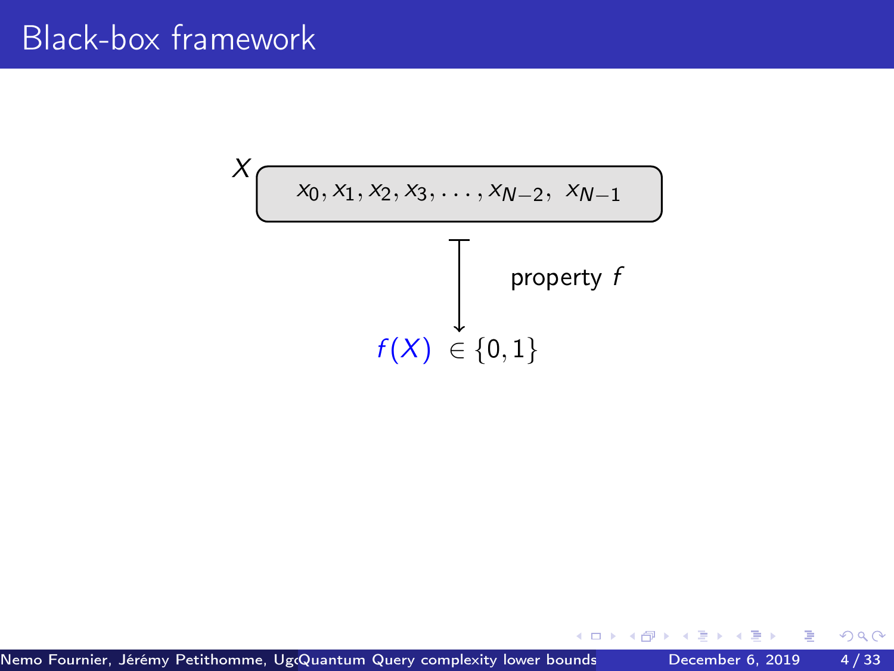# Black-box framework

$X$

$x_0, x_1, x_2, x_3, \ldots, x_{N-2}, \; x_{N-1}$

property $f$

$f(X) \in \{0, 1\}$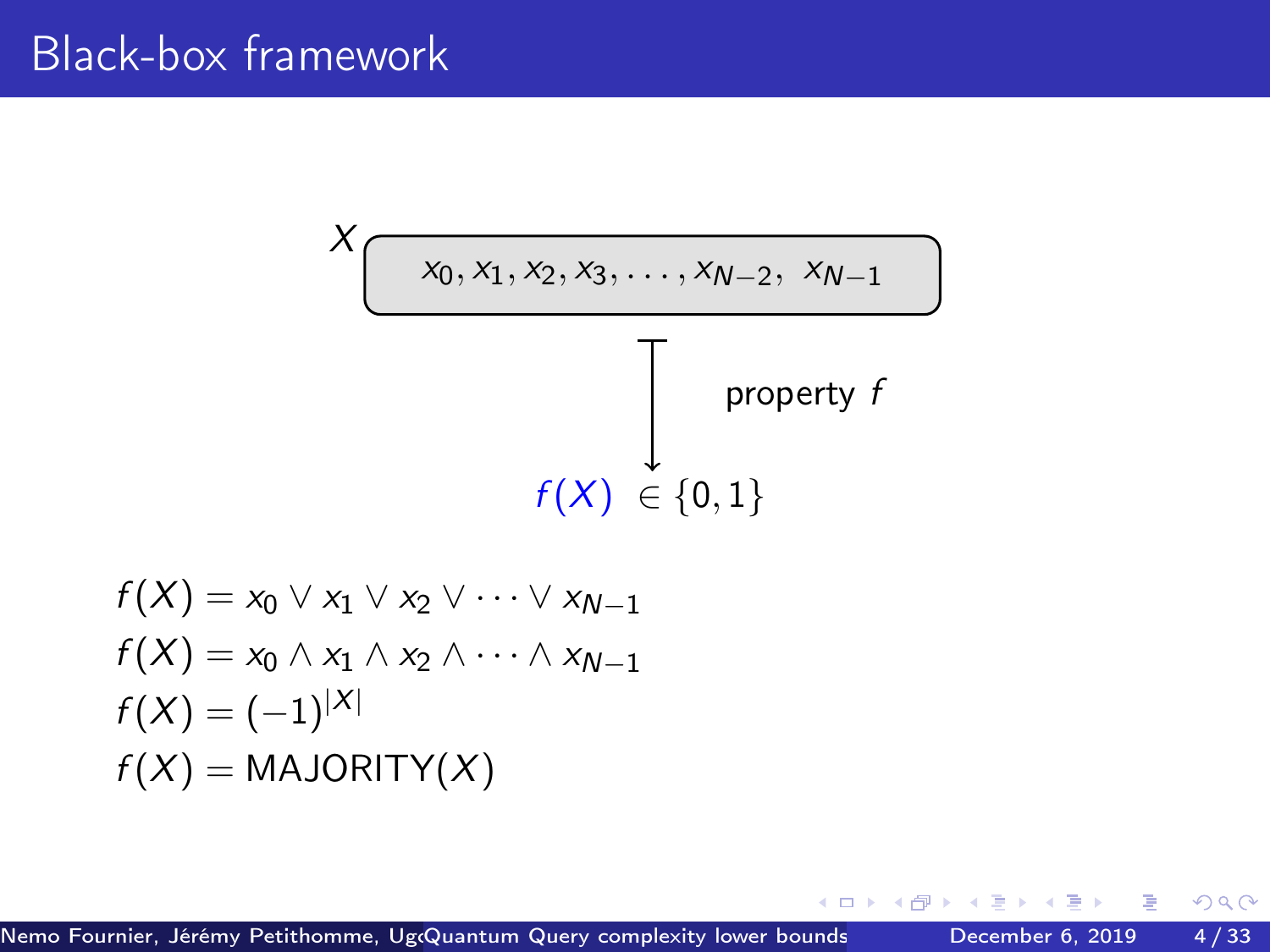# Black-box framework

$X$

$$x_0, x_1, x_2, x_3, \ldots, x_{N-2}, \; x_{N-1}$$

property $f$

$$f(X) \in \{0,1\}$$

$$f(X) = x_0 \vee x_1 \vee x_2 \vee \cdots \vee x_{N-1}$$

$$f(X) = x_0 \wedge x_1 \wedge x_2 \wedge \cdots \wedge x_{N-1}$$

$$f(X) = (-1)^{|X|}$$

$$f(X) = \text{MAJORITY}(X)$$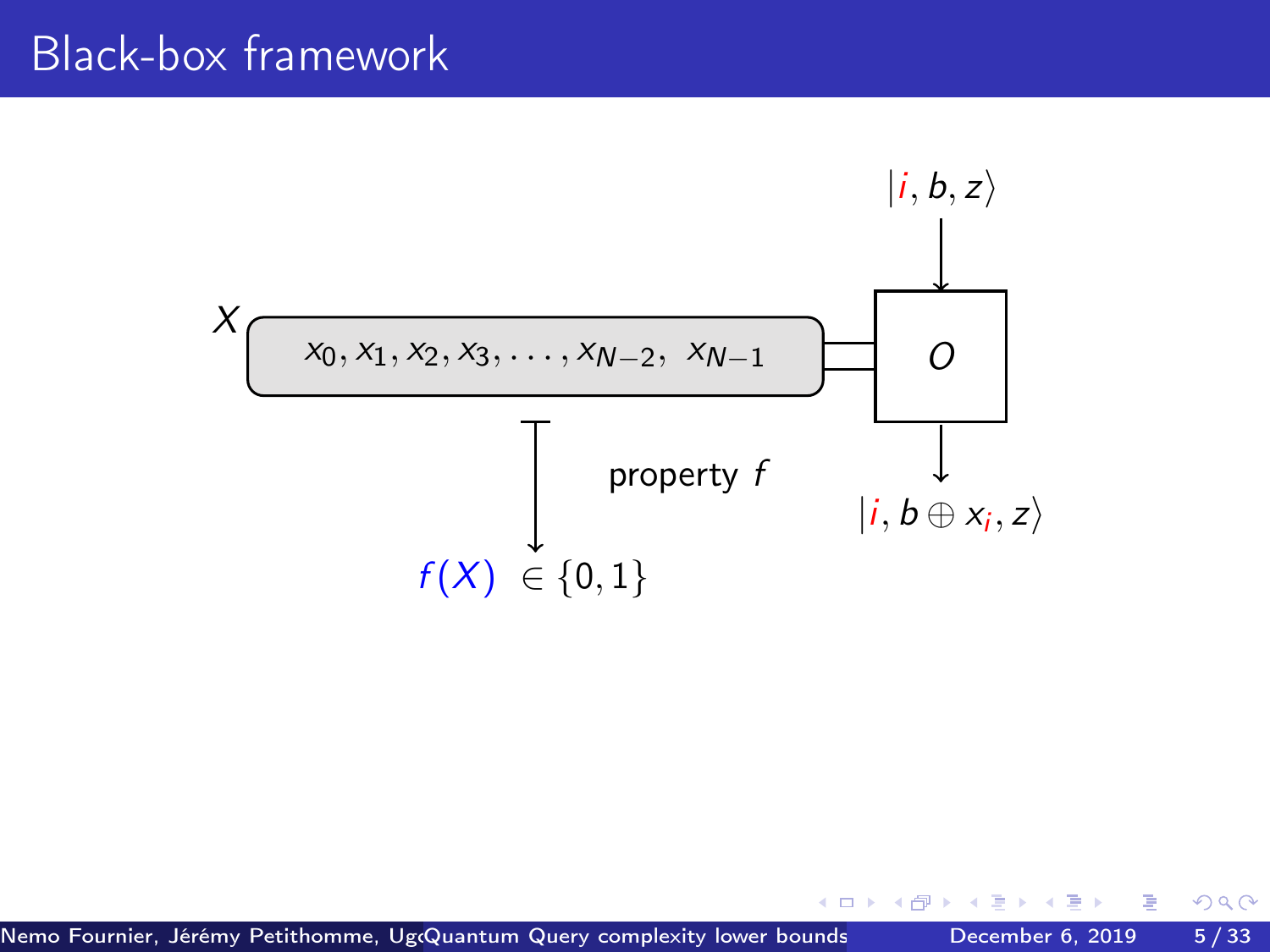# Black-box framework

$X$

$x_0, x_1, x_2, x_3, \ldots, x_{N-2}, \; x_{N-1}$

$O$

$|{\color{red}i}, b, z\rangle$

$|{\color{red}i}, b \oplus x_{\color{red}i}, z\rangle$

property $f$

${\color{blue}f(X)} \in \{0, 1\}$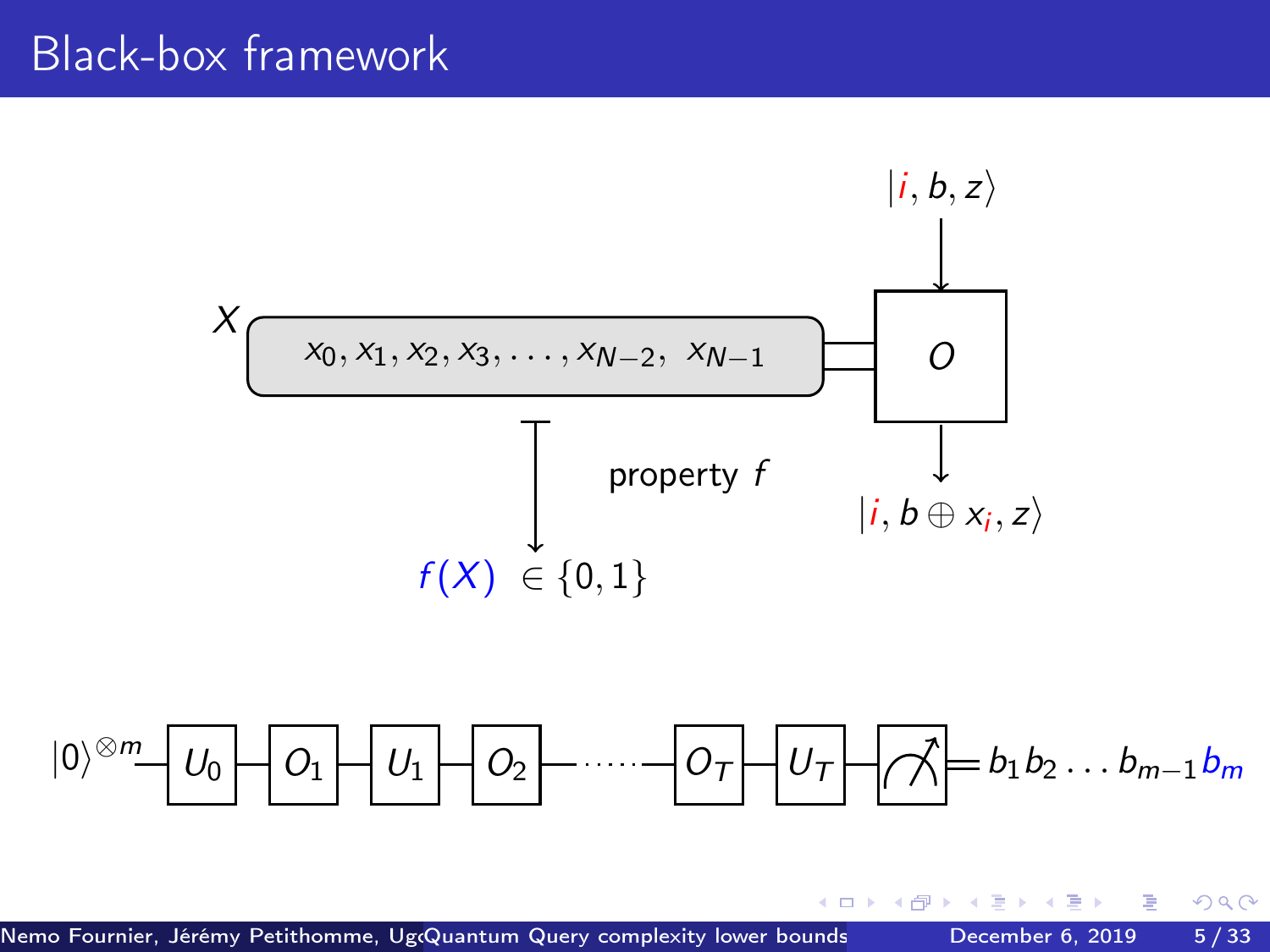# Black-box framework

$X$

$x_0, x_1, x_2, x_3, \ldots, x_{N-2}, \; x_{N-1}$

$O$

$|i, b, z\rangle$

$|i, b \oplus x_i, z\rangle$

property $f$

$f(X) \in \{0, 1\}$

$|0\rangle^{\otimes m}$ — $U_0$ — $O_1$ — $U_1$ — $O_2$ — $\cdots$ — $O_T$ — $U_T$ — (measurement) $= b_1 b_2 \ldots b_{m-1} b_m$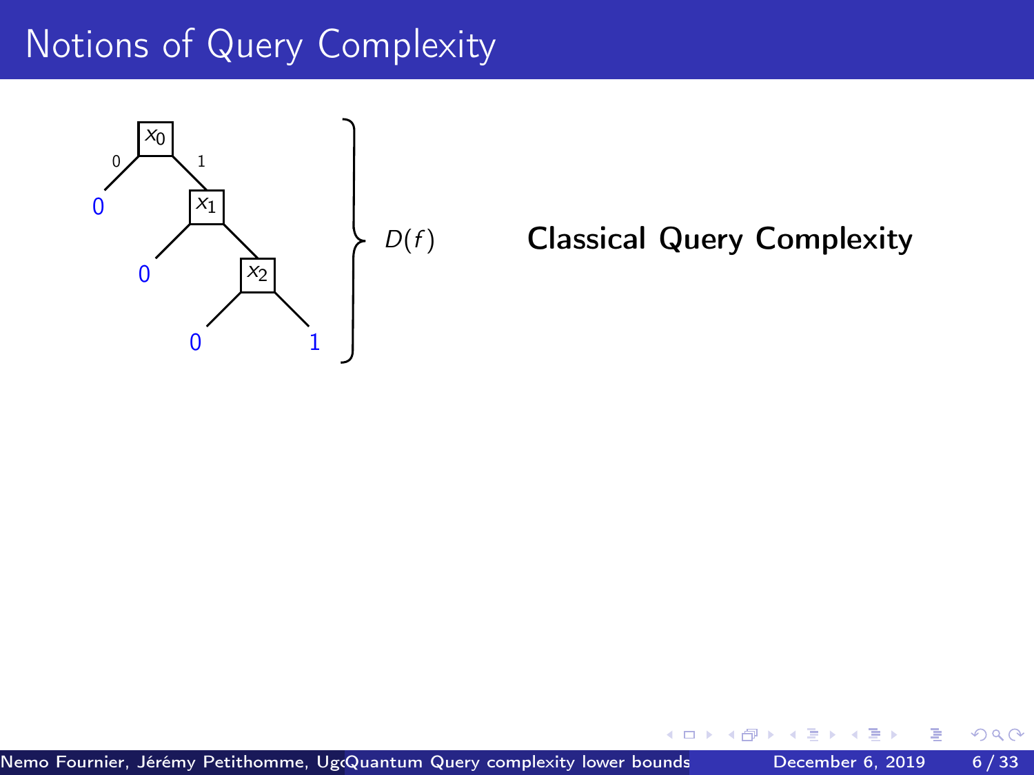# Notions of Query Complexity

$x_0$ — 0 → 0; 1 → $x_1$

$x_1$ — → 0; → $x_2$

$x_2$ — → 0; → 1

$D(f)$

**Classical Query Complexity**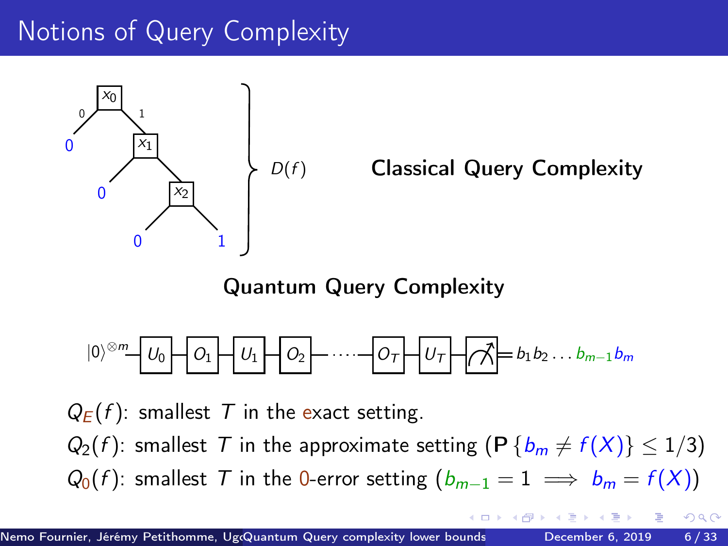# Notions of Query Complexity

$D(f)$ **Classical Query Complexity**

**Quantum Query Complexity**

$|0\rangle^{\otimes m} - U_0 - O_1 - U_1 - O_2 - \cdots - O_T - U_T - \text{measure} = b_1 b_2 \ldots b_{m-1} b_m$

$Q_E(f)$: smallest $T$ in the exact setting.

$Q_2(f)$: smallest $T$ in the approximate setting ($\mathbf{P}\{b_m \neq f(X)\} \leq 1/3$)

$Q_0(f)$: smallest $T$ in the 0-error setting ($b_{m-1} = 1 \implies b_m = f(X)$)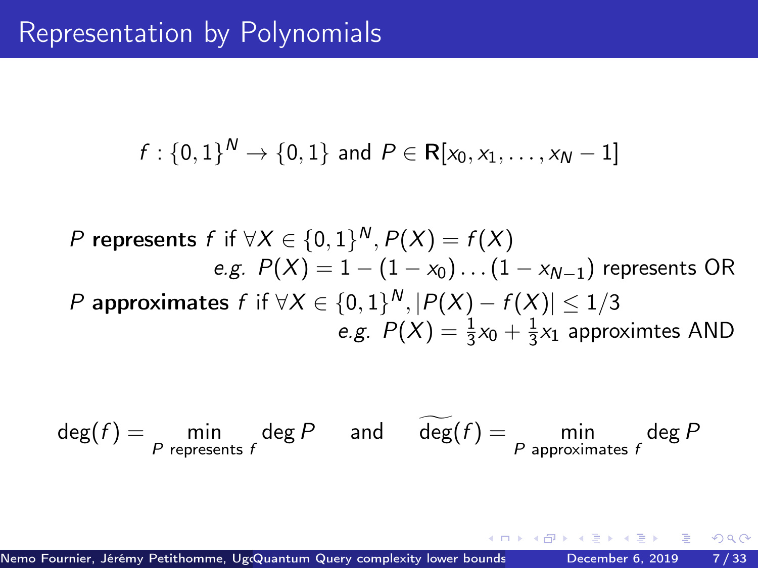# Representation by Polynomials

$$f : \{0,1\}^N \to \{0,1\} \text{ and } P \in \mathbf{R}[x_0, x_1, \ldots, x_N - 1]$$

$P$ **represents** $f$ if $\forall X \in \{0,1\}^N, P(X) = f(X)$

*e.g.* $P(X) = 1 - (1 - x_0) \ldots (1 - x_{N-1})$ represents OR

$P$ **approximates** $f$ if $\forall X \in \{0,1\}^N, |P(X) - f(X)| \leq 1/3$

*e.g.* $P(X) = \frac{1}{3}x_0 + \frac{1}{3}x_1$ approximtes AND

$$\deg(f) = \min_{P \text{ represents } f} \deg P \quad \text{and} \quad \widetilde{\deg}(f) = \min_{P \text{ approximates } f} \deg P$$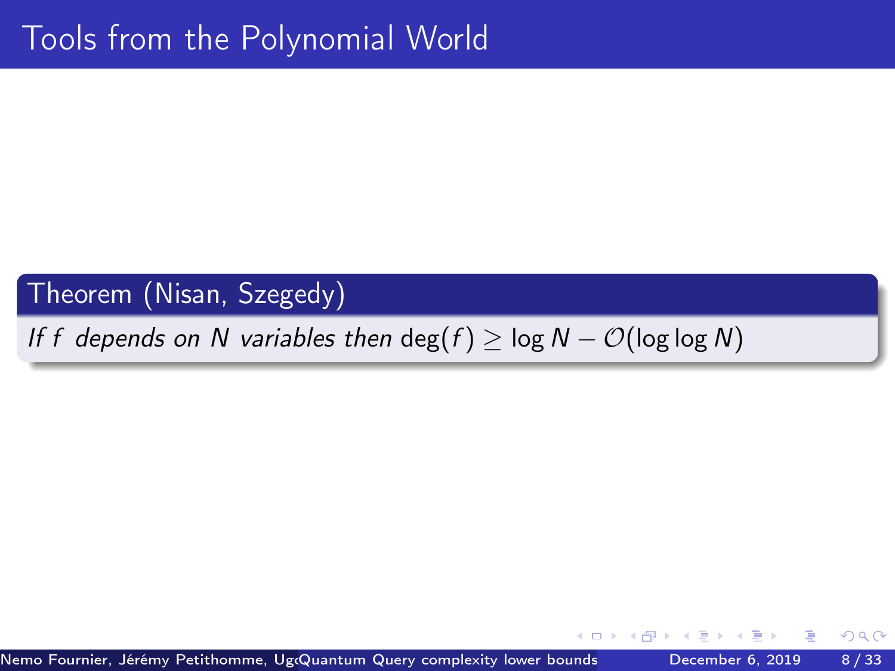# Tools from the Polynomial World

**Theorem (Nisan, Szegedy)**

*If $f$ depends on $N$ variables then* $\deg(f) \geq \log N - \mathcal{O}(\log \log N)$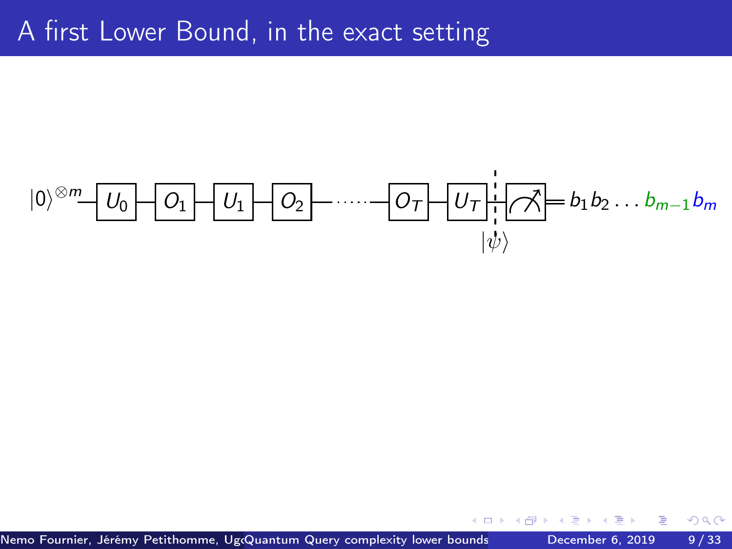# A first Lower Bound, in the exact setting

$$|0\rangle^{\otimes m} - U_0 - O_1 - U_1 - O_2 - \cdots - O_T - U_T - |\psi\rangle - \text{measure} = b_1 b_2 \ldots b_{m-1} b_m$$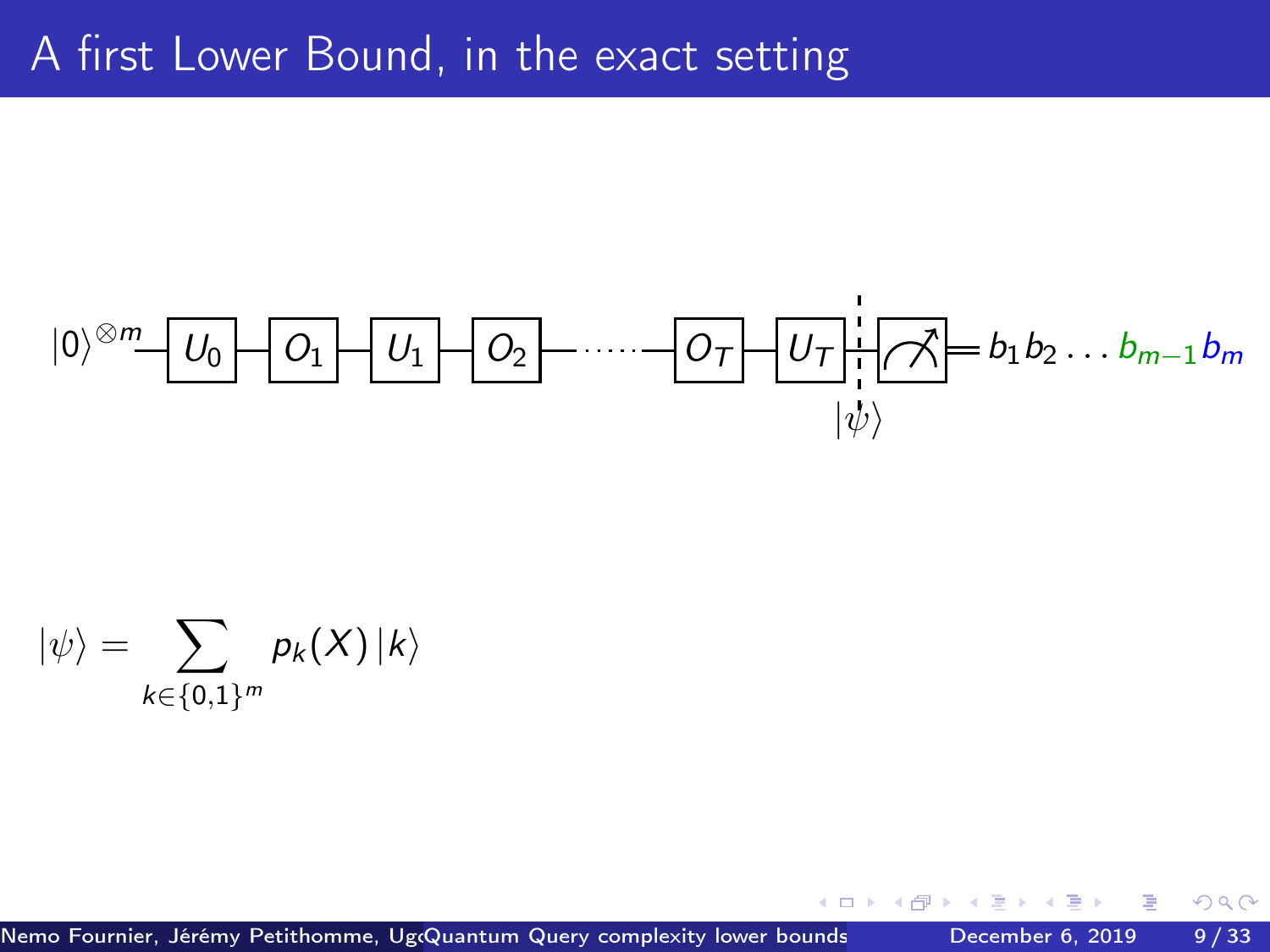# A first Lower Bound, in the exact setting

$$|0\rangle^{\otimes m} - U_0 - O_1 - U_1 - O_2 - \cdots - O_T - U_T - \text{Measure} = b_1 b_2 \ldots b_{m-1} b_m$$

$|\psi\rangle$

$$|\psi\rangle = \sum_{k \in \{0,1\}^m} p_k(X) |k\rangle$$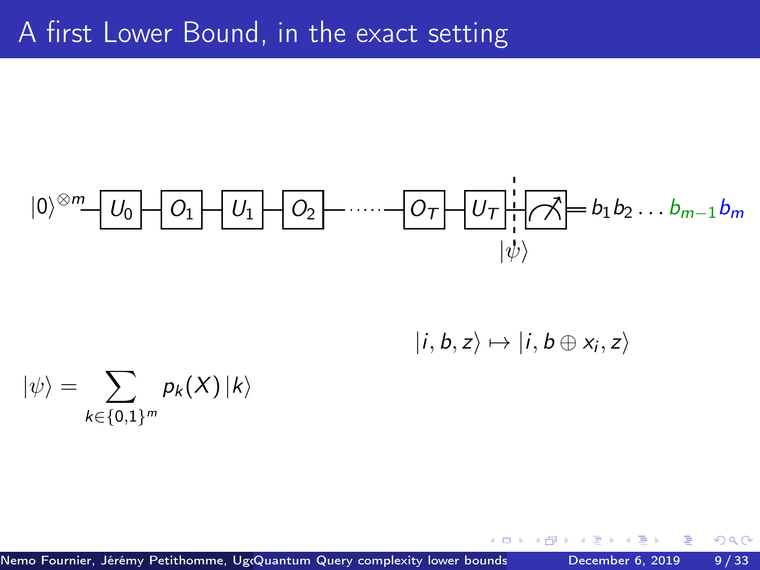# A first Lower Bound, in the exact setting

$$|0\rangle^{\otimes m} — U_0 — O_1 — U_1 — O_2 — \cdots — O_T — U_T — |\psi\rangle — \text{measure} = b_1 b_2 \ldots b_{m-1} b_m$$

$$|i, b, z\rangle \mapsto |i, b \oplus x_i, z\rangle$$

$$|\psi\rangle = \sum_{k \in \{0,1\}^m} p_k(X) |k\rangle$$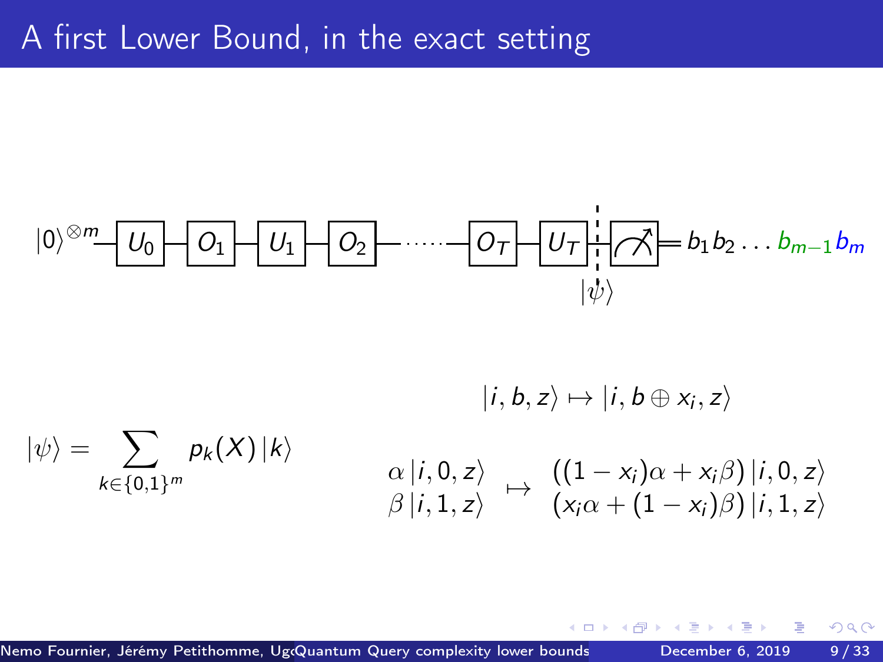# A first Lower Bound, in the exact setting

$$|0\rangle^{\otimes m} - U_0 - O_1 - U_1 - O_2 - \cdots - O_T - U_T - \text{measure} = b_1 b_2 \ldots b_{m-1} b_m$$

$|\psi\rangle$

$$|i, b, z\rangle \mapsto |i, b \oplus x_i, z\rangle$$

$$|\psi\rangle = \sum_{k \in \{0,1\}^m} p_k(X) |k\rangle$$

$$\begin{array}{l} \alpha |i, 0, z\rangle \\ \beta |i, 1, z\rangle \end{array} \mapsto \begin{array}{l} ((1 - x_i)\alpha + x_i \beta) |i, 0, z\rangle \\ (x_i \alpha + (1 - x_i)\beta) |i, 1, z\rangle \end{array}$$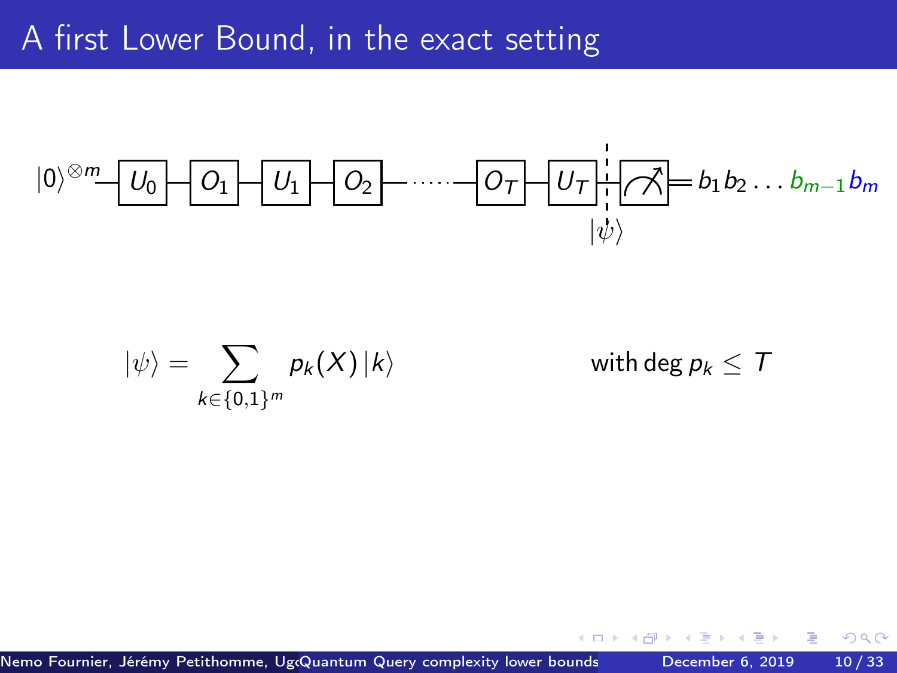# A first Lower Bound, in the exact setting

$$|0\rangle^{\otimes m} - U_0 - O_1 - U_1 - O_2 - \cdots - O_T - U_T - \text{(measure)} = b_1 b_2 \ldots b_{m-1} b_m$$

$|\psi\rangle$

$$|\psi\rangle = \sum_{k \in \{0,1\}^m} p_k(X) |k\rangle \qquad \text{with } \deg p_k \leq T$$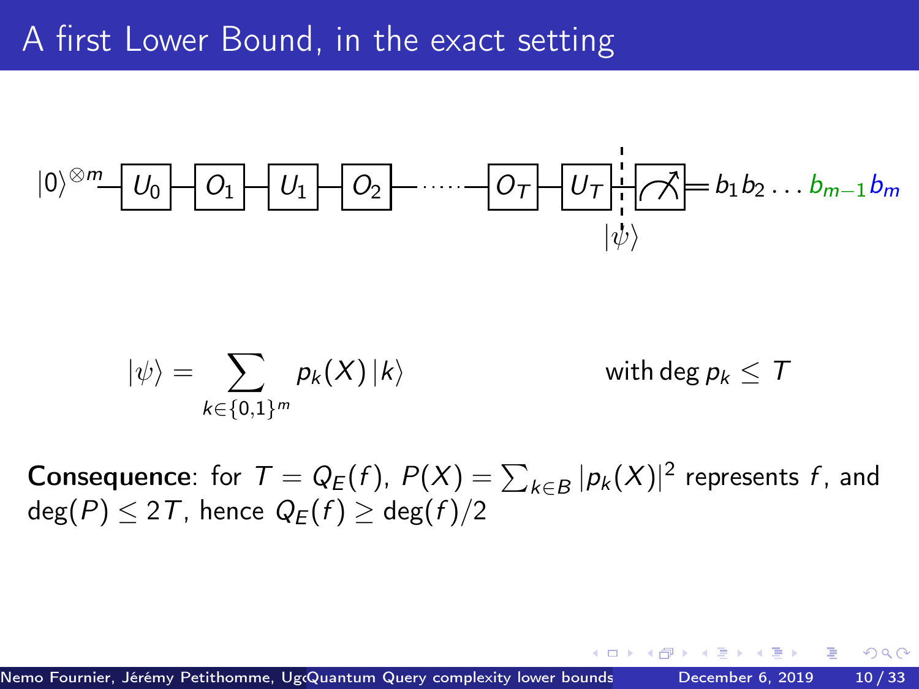# A first Lower Bound, in the exact setting

$$|0\rangle^{\otimes m} - U_0 - O_1 - U_1 - O_2 - \cdots - O_T - U_T - |\psi\rangle - \text{measure} = b_1 b_2 \ldots b_{m-1} b_m$$

$$|\psi\rangle = \sum_{k \in \{0,1\}^m} p_k(X) |k\rangle \qquad \text{with } \deg p_k \leq T$$

**Consequence**: for $T = Q_E(f)$, $P(X) = \sum_{k \in B} |p_k(X)|^2$ represents $f$, and $\deg(P) \leq 2T$, hence $Q_E(f) \geq \deg(f)/2$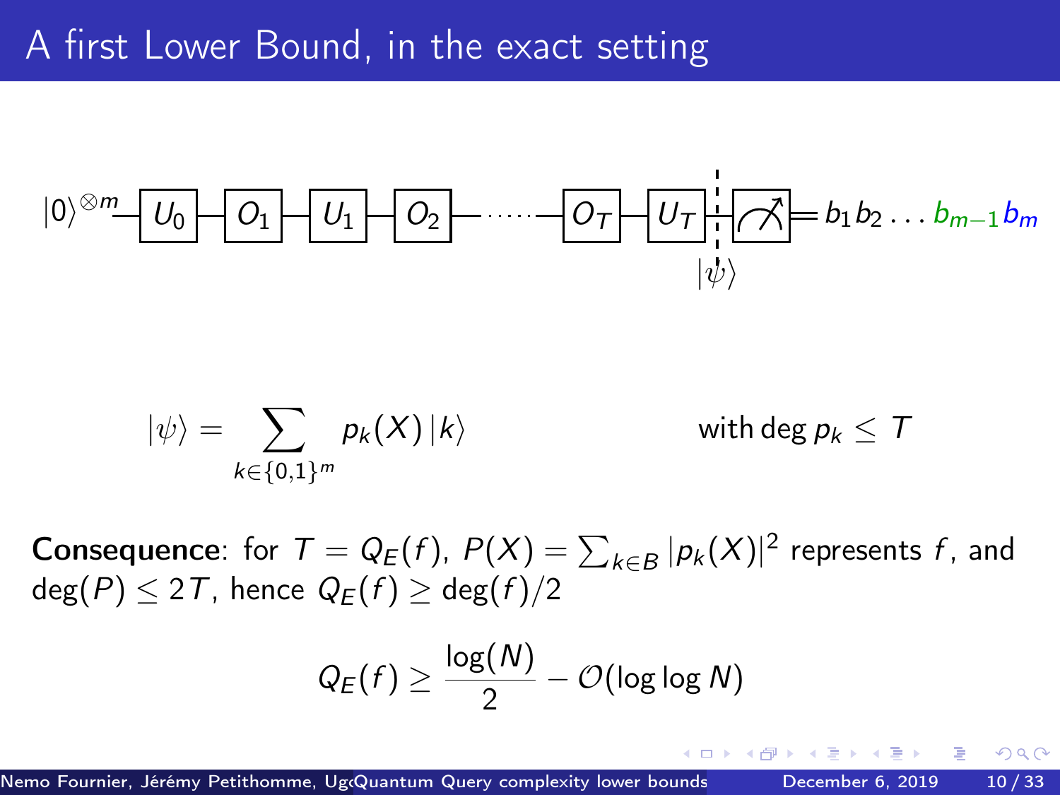# A first Lower Bound, in the exact setting

$$|0\rangle^{\otimes m} - U_0 - O_1 - U_1 - O_2 - \cdots - O_T - U_T \,\vdots\, |\psi\rangle \text{ (measure)} = b_1 b_2 \ldots b_{m-1} b_m$$

$$|\psi\rangle = \sum_{k \in \{0,1\}^m} p_k(X) |k\rangle \qquad \text{with } \deg p_k \leq T$$

**Consequence**: for $T = Q_E(f)$, $P(X) = \sum_{k \in B} |p_k(X)|^2$ represents $f$, and $\deg(P) \leq 2T$, hence $Q_E(f) \geq \deg(f)/2$

$$Q_E(f) \geq \frac{\log(N)}{2} - \mathcal{O}(\log \log N)$$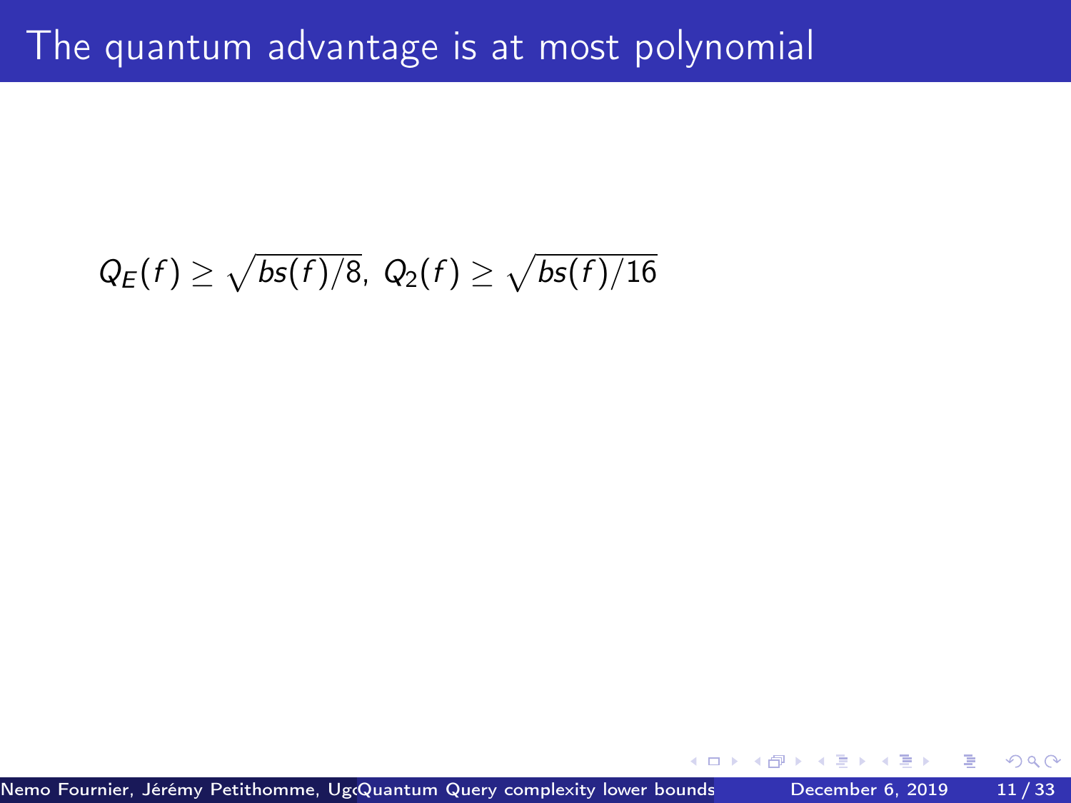# The quantum advantage is at most polynomial

$Q_E(f) \geq \sqrt{bs(f)/8}$, $Q_2(f) \geq \sqrt{bs(f)/16}$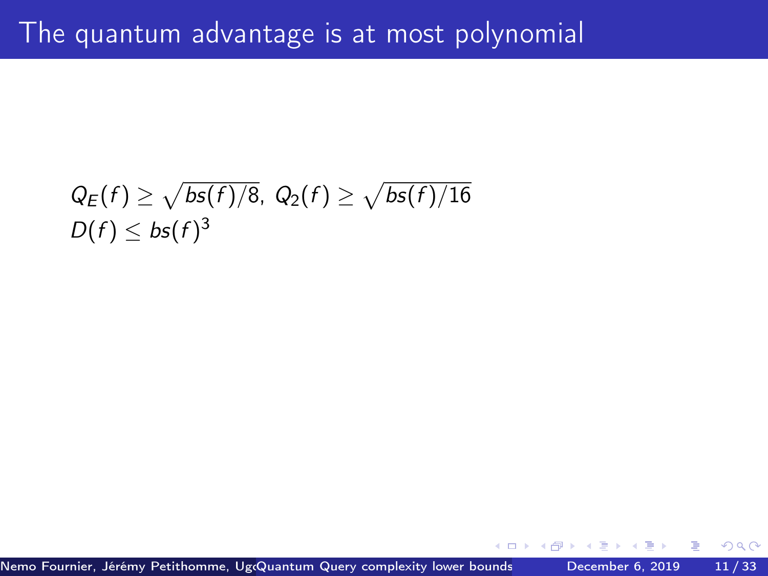# The quantum advantage is at most polynomial

$Q_E(f) \geq \sqrt{bs(f)/8}$, $Q_2(f) \geq \sqrt{bs(f)/16}$
$D(f) \leq bs(f)^3$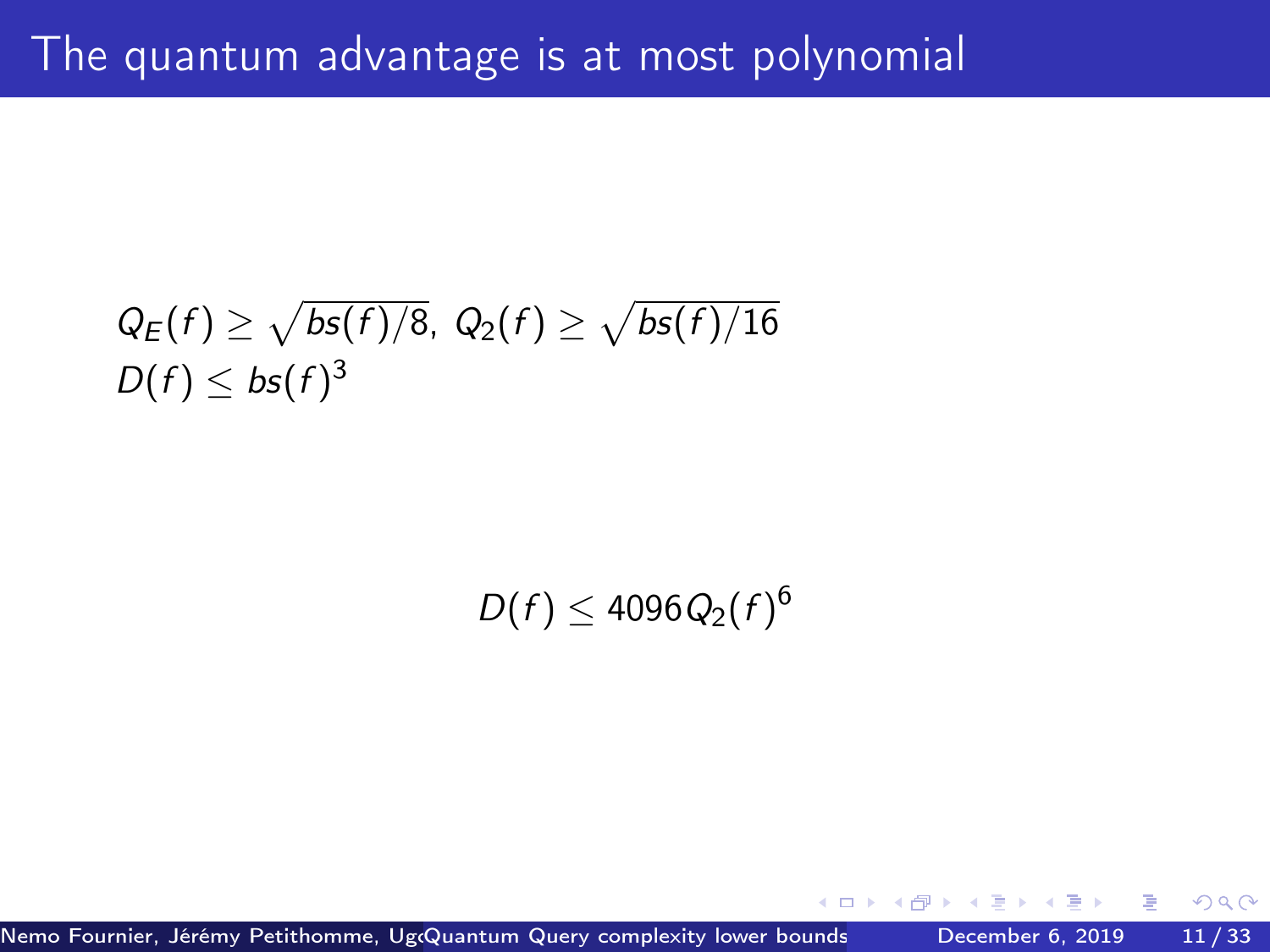# The quantum advantage is at most polynomial

$Q_E(f) \geq \sqrt{bs(f)/8}$, $Q_2(f) \geq \sqrt{bs(f)/16}$
$D(f) \leq bs(f)^3$

$$D(f) \leq 4096 Q_2(f)^6$$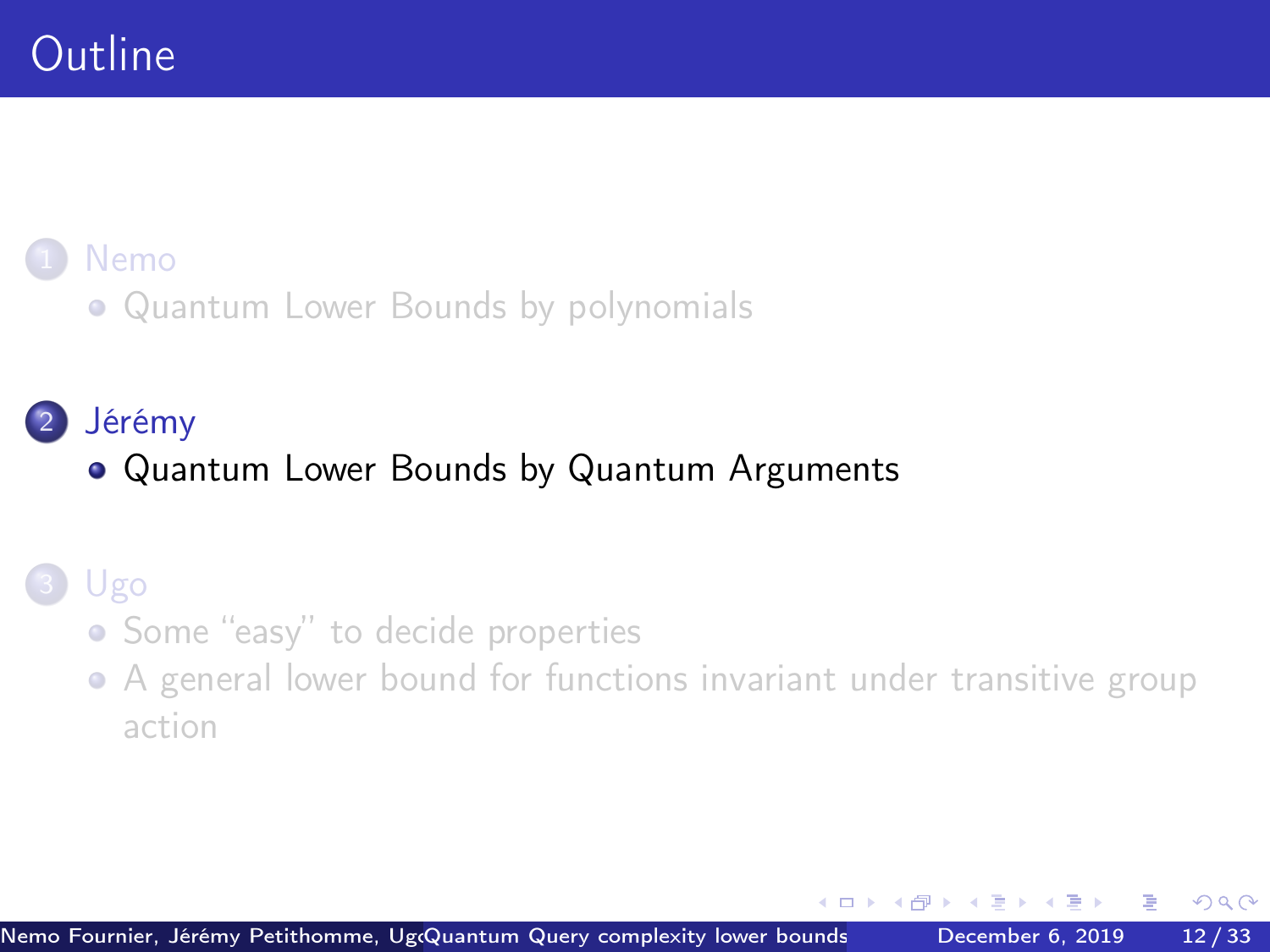# Outline

1. Nemo
   - Quantum Lower Bounds by polynomials

2. Jérémy
   - Quantum Lower Bounds by Quantum Arguments

3. Ugo
   - Some “easy” to decide properties
   - A general lower bound for functions invariant under transitive group action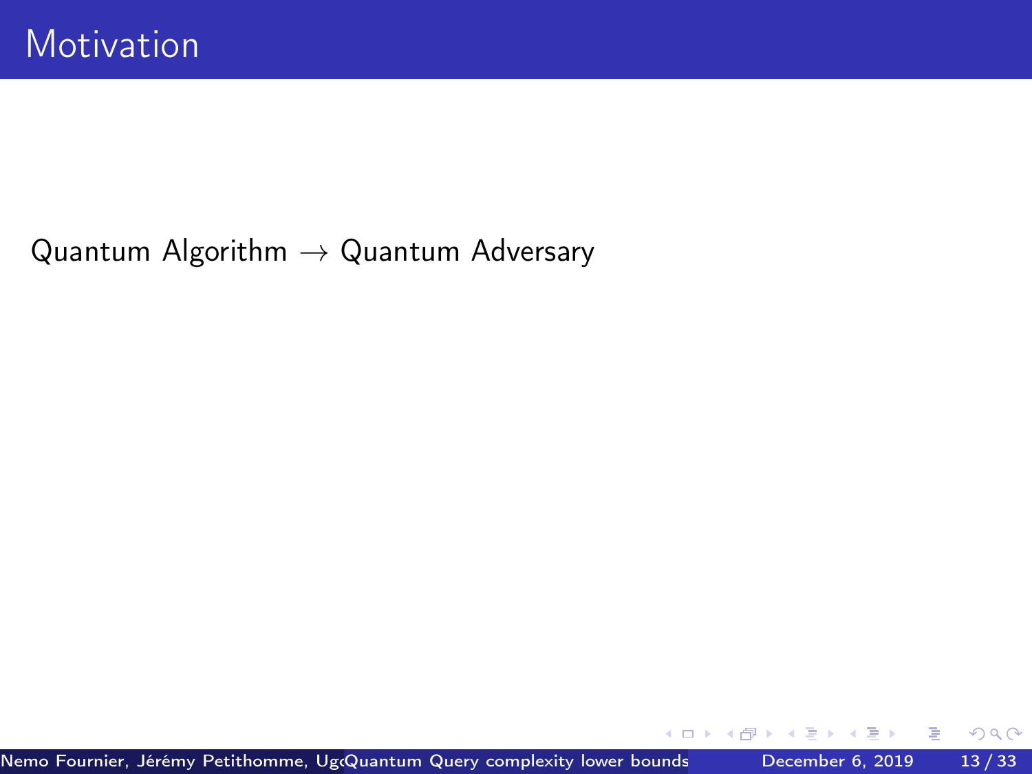# Motivation

Quantum Algorithm $\rightarrow$ Quantum Adversary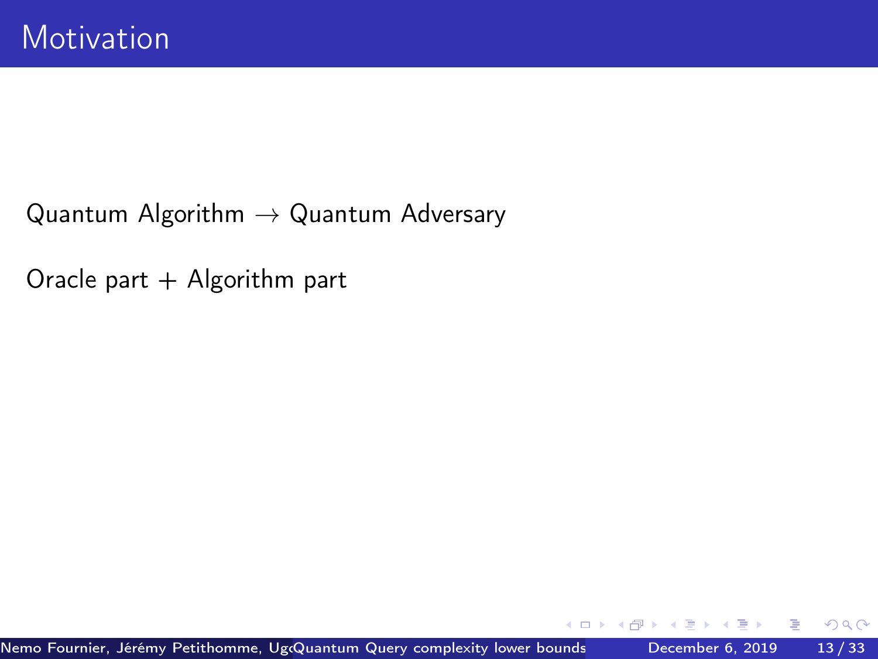# Motivation

Quantum Algorithm $\rightarrow$ Quantum Adversary

Oracle part + Algorithm part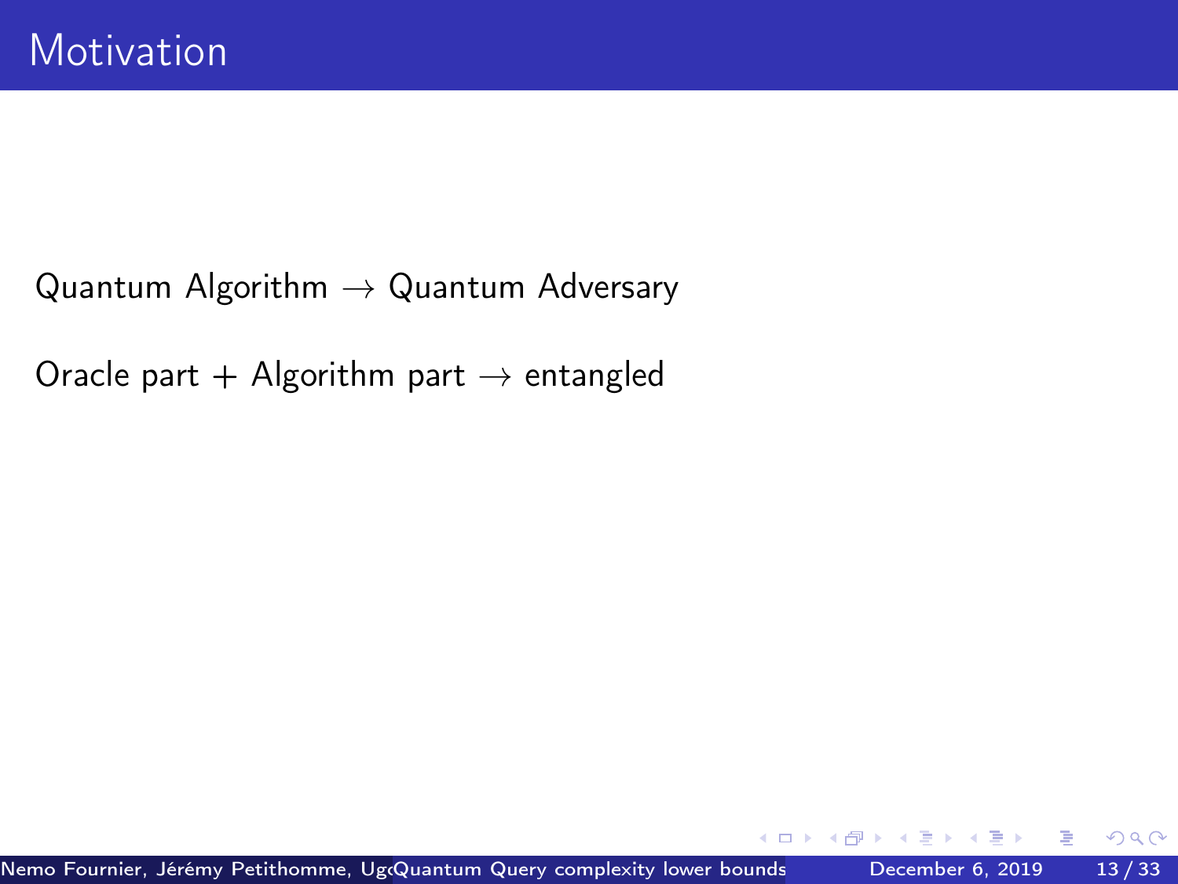# Motivation

Quantum Algorithm $\rightarrow$ Quantum Adversary

Oracle part + Algorithm part $\rightarrow$ entangled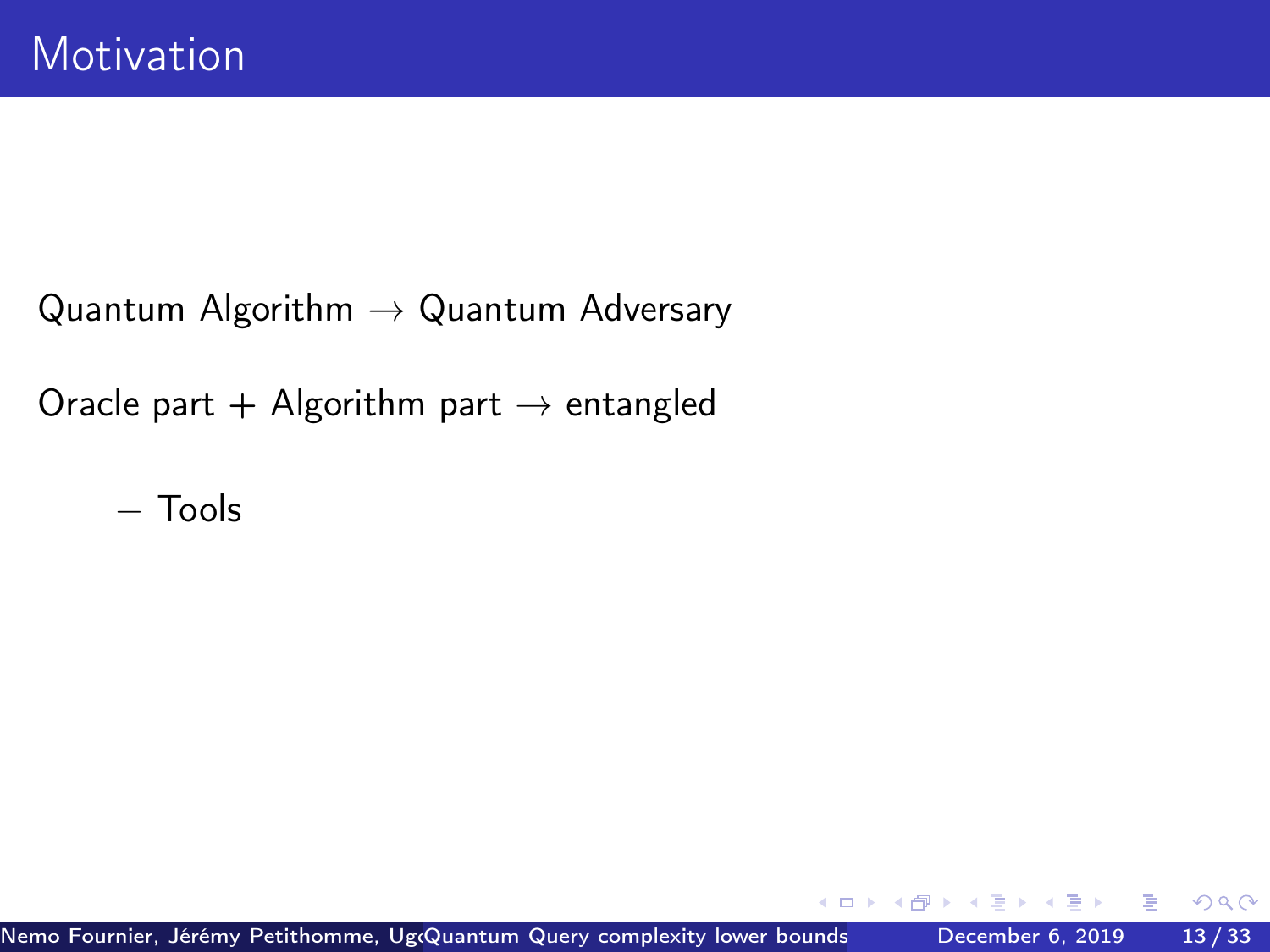# Motivation

Quantum Algorithm $\rightarrow$ Quantum Adversary

Oracle part + Algorithm part $\rightarrow$ entangled

– Tools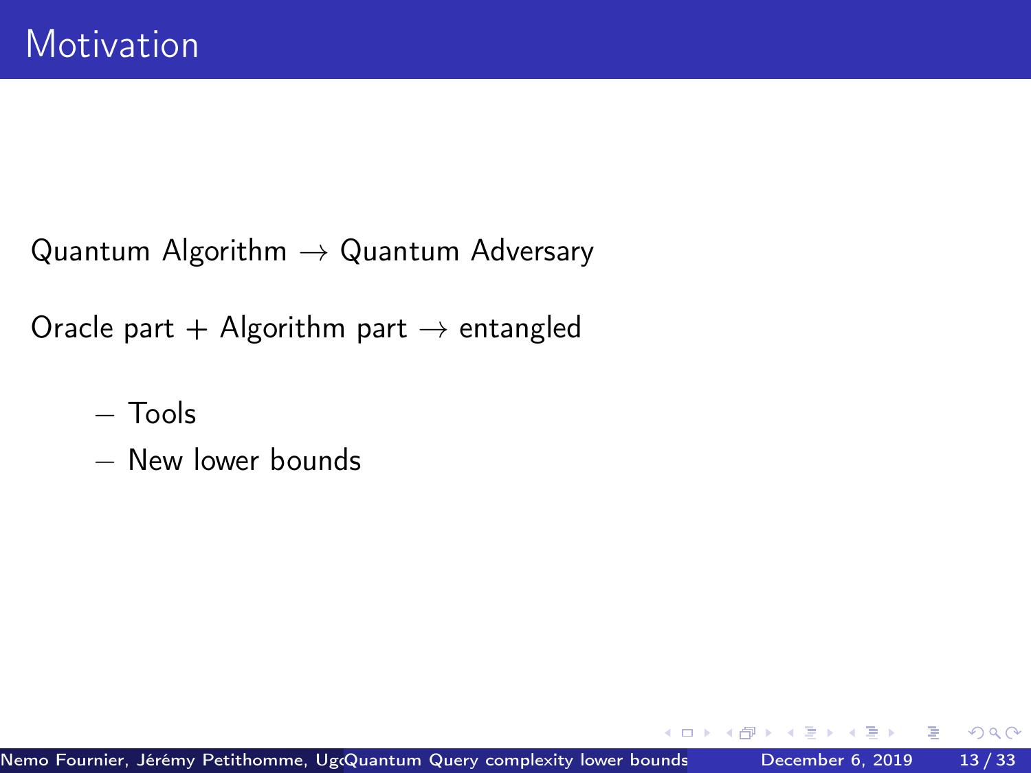# Motivation

Quantum Algorithm $\rightarrow$ Quantum Adversary

Oracle part + Algorithm part $\rightarrow$ entangled

- Tools
- New lower bounds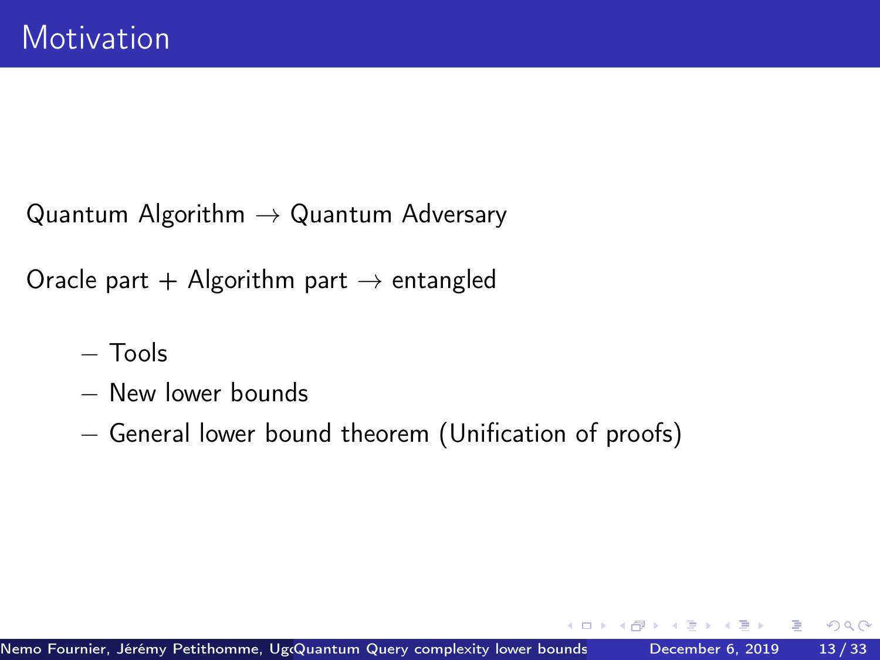# Motivation

Quantum Algorithm $\rightarrow$ Quantum Adversary

Oracle part + Algorithm part $\rightarrow$ entangled

- Tools
- New lower bounds
- General lower bound theorem (Unification of proofs)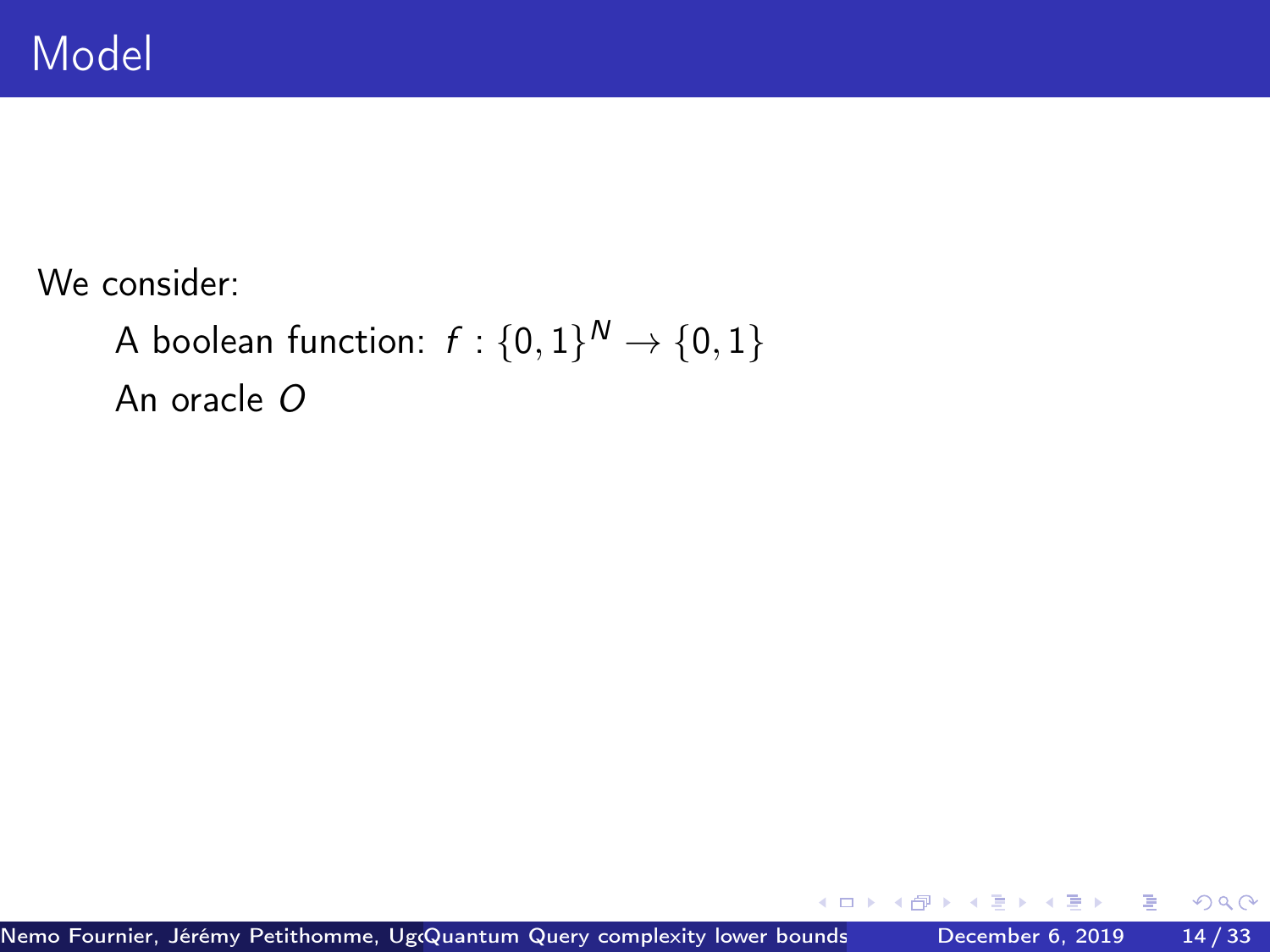# Model

We consider:

- A boolean function: $f : \{0,1\}^N \to \{0,1\}$
- An oracle $O$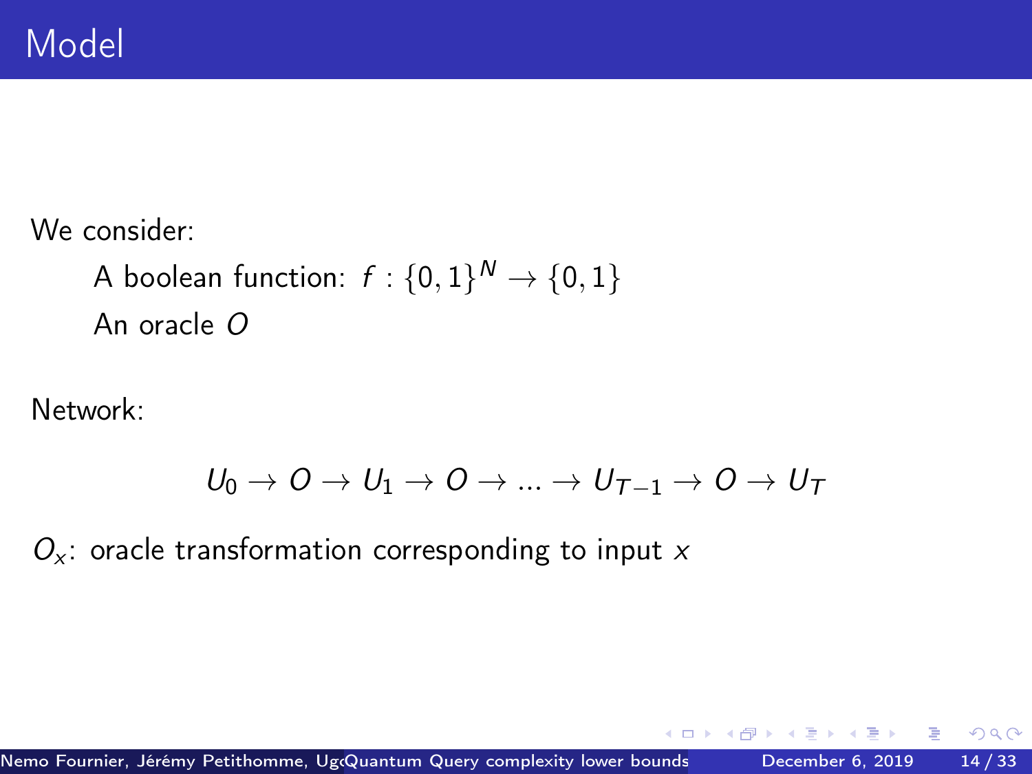# Model

We consider:

A boolean function: $f : \{0,1\}^N \rightarrow \{0,1\}$

An oracle $O$

Network:

$$U_0 \rightarrow O \rightarrow U_1 \rightarrow O \rightarrow ... \rightarrow U_{T-1} \rightarrow O \rightarrow U_T$$

$O_x$: oracle transformation corresponding to input $x$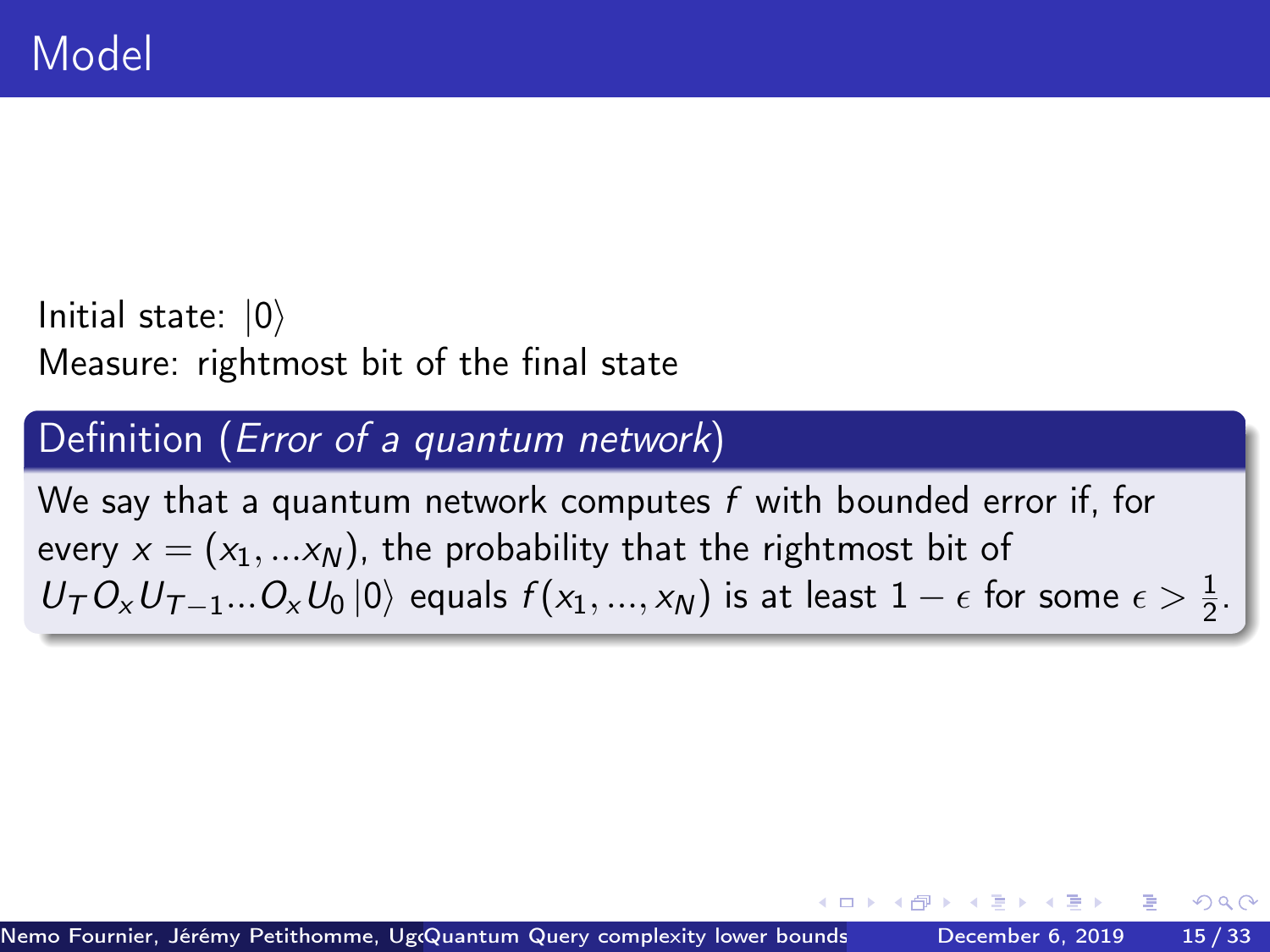# Model

Initial state: $|0\rangle$

Measure: rightmost bit of the final state

**Definition** (*Error of a quantum network*)

We say that a quantum network computes $f$ with bounded error if, for every $x = (x_1, ...x_N)$, the probability that the rightmost bit of $U_T O_x U_{T-1} ... O_x U_0 |0\rangle$ equals $f(x_1, ..., x_N)$ is at least $1 - \epsilon$ for some $\epsilon > \frac{1}{2}$.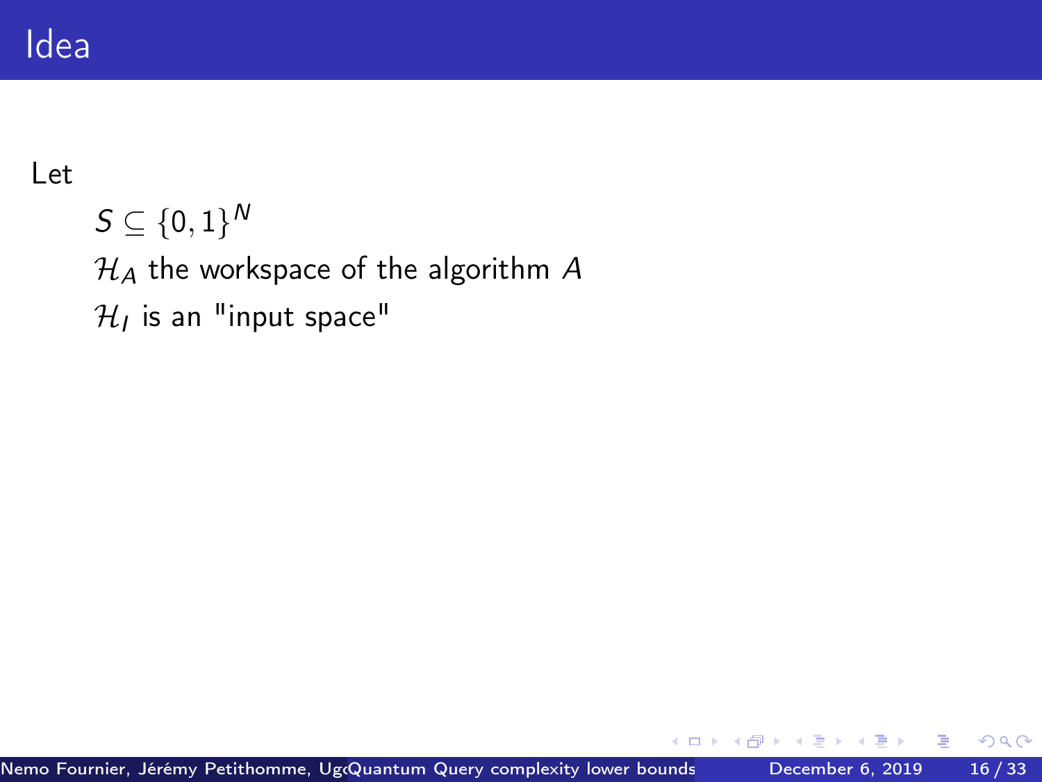# Idea

Let

$S \subseteq \{0,1\}^N$

$\mathcal{H}_A$ the workspace of the algorithm $A$

$\mathcal{H}_I$ is an "input space"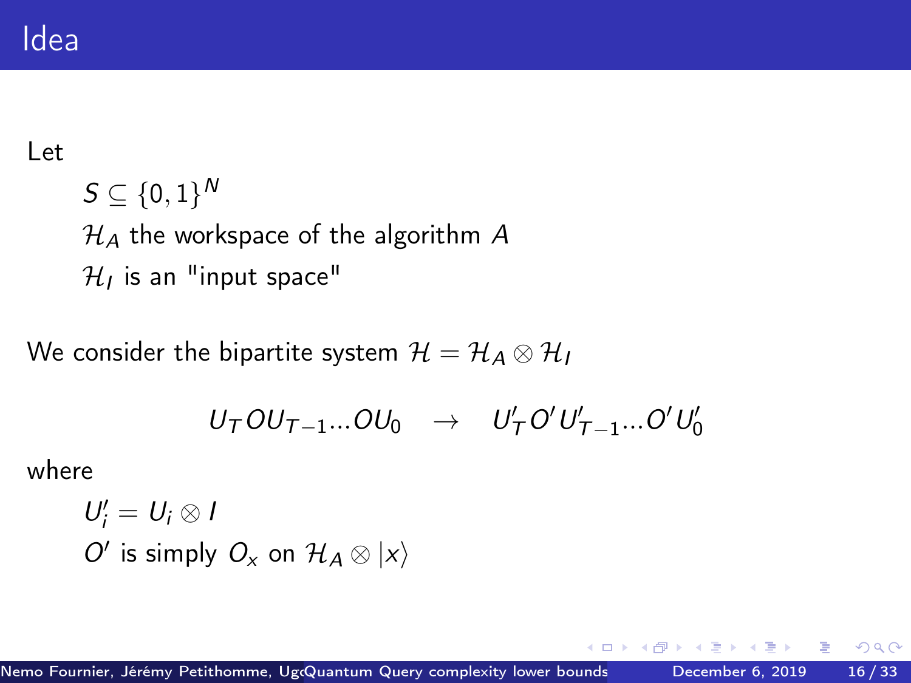# Idea

Let

$S \subseteq \{0,1\}^N$

$\mathcal{H}_A$ the workspace of the algorithm $A$

$\mathcal{H}_I$ is an "input space"

We consider the bipartite system $\mathcal{H} = \mathcal{H}_A \otimes \mathcal{H}_I$

$$U_T O U_{T-1} ... O U_0 \quad \rightarrow \quad U'_T O' U'_{T-1} ... O' U'_0$$

where

$U'_i = U_i \otimes I$

$O'$ is simply $O_x$ on $\mathcal{H}_A \otimes |x\rangle$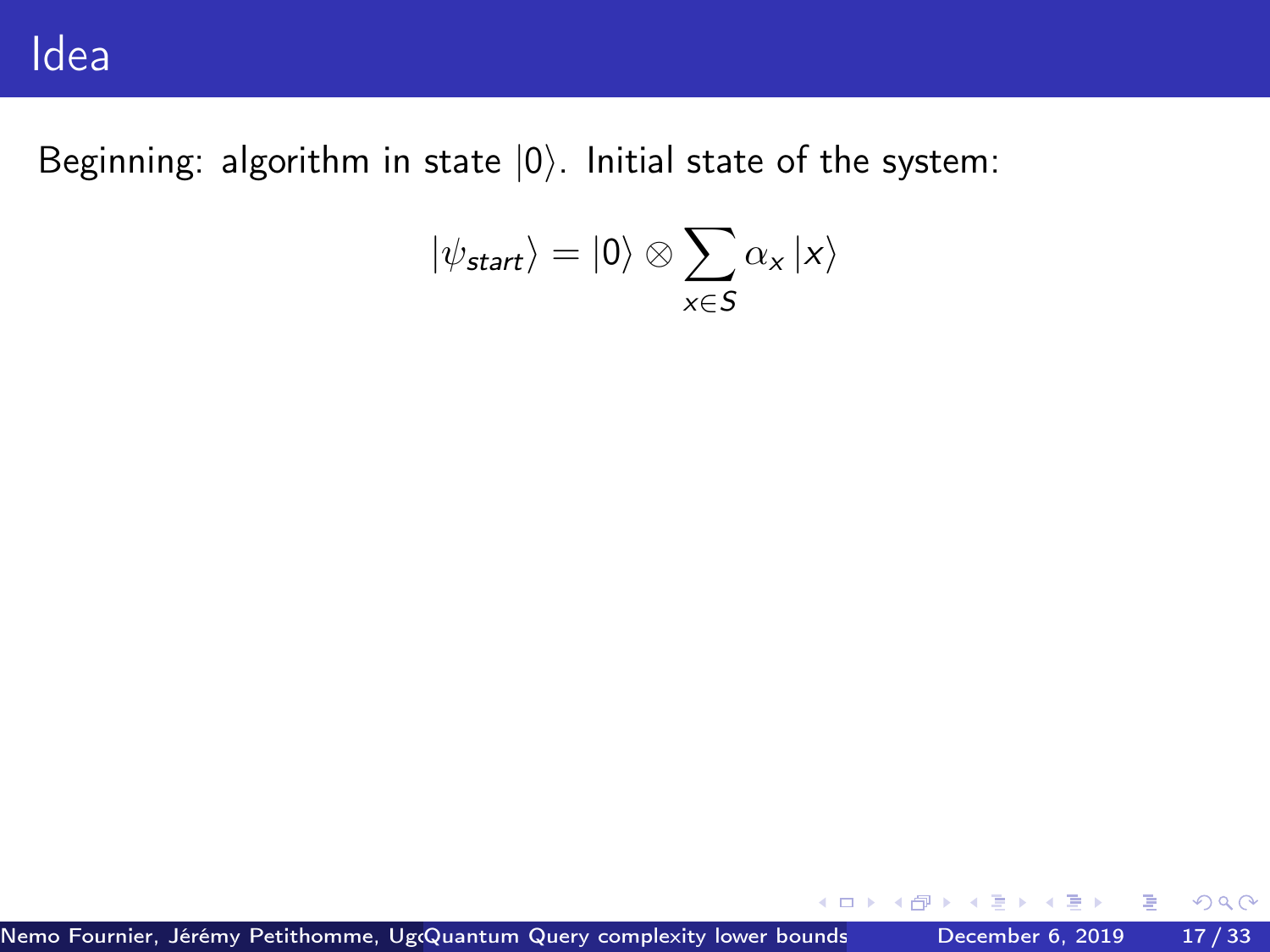# Idea

Beginning: algorithm in state $|0\rangle$. Initial state of the system:

$$|\psi_{start}\rangle = |0\rangle \otimes \sum_{x \in S} \alpha_x |x\rangle$$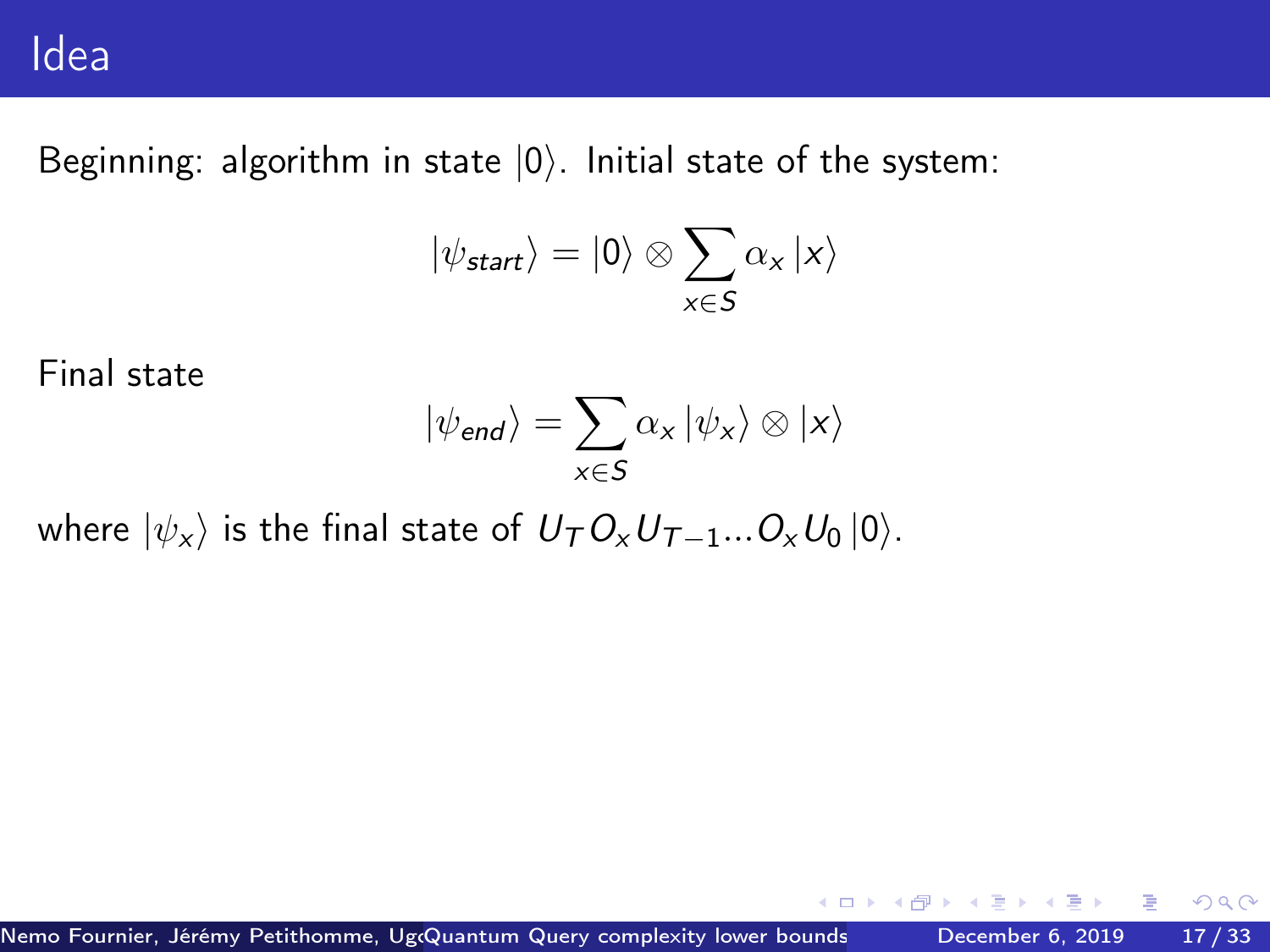# Idea

Beginning: algorithm in state $|0\rangle$. Initial state of the system:

$$|\psi_{start}\rangle = |0\rangle \otimes \sum_{x \in S} \alpha_x |x\rangle$$

Final state

$$|\psi_{end}\rangle = \sum_{x \in S} \alpha_x |\psi_x\rangle \otimes |x\rangle$$

where $|\psi_x\rangle$ is the final state of $U_T O_x U_{T-1} ... O_x U_0 |0\rangle$.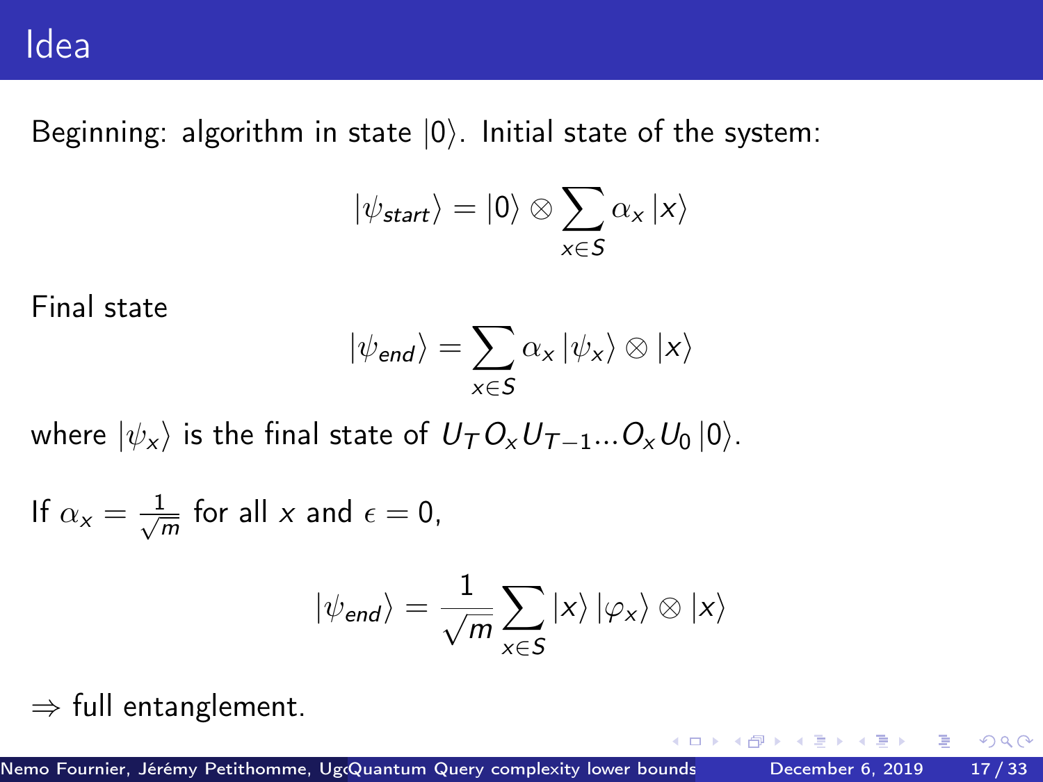# Idea

Beginning: algorithm in state $|0\rangle$. Initial state of the system:

$$|\psi_{start}\rangle = |0\rangle \otimes \sum_{x \in S} \alpha_x |x\rangle$$

Final state

$$|\psi_{end}\rangle = \sum_{x \in S} \alpha_x |\psi_x\rangle \otimes |x\rangle$$

where $|\psi_x\rangle$ is the final state of $U_T O_x U_{T-1} ... O_x U_0 |0\rangle$.

If $\alpha_x = \frac{1}{\sqrt{m}}$ for all $x$ and $\epsilon = 0$,

$$|\psi_{end}\rangle = \frac{1}{\sqrt{m}} \sum_{x \in S} |x\rangle |\varphi_x\rangle \otimes |x\rangle$$

$\Rightarrow$ full entanglement.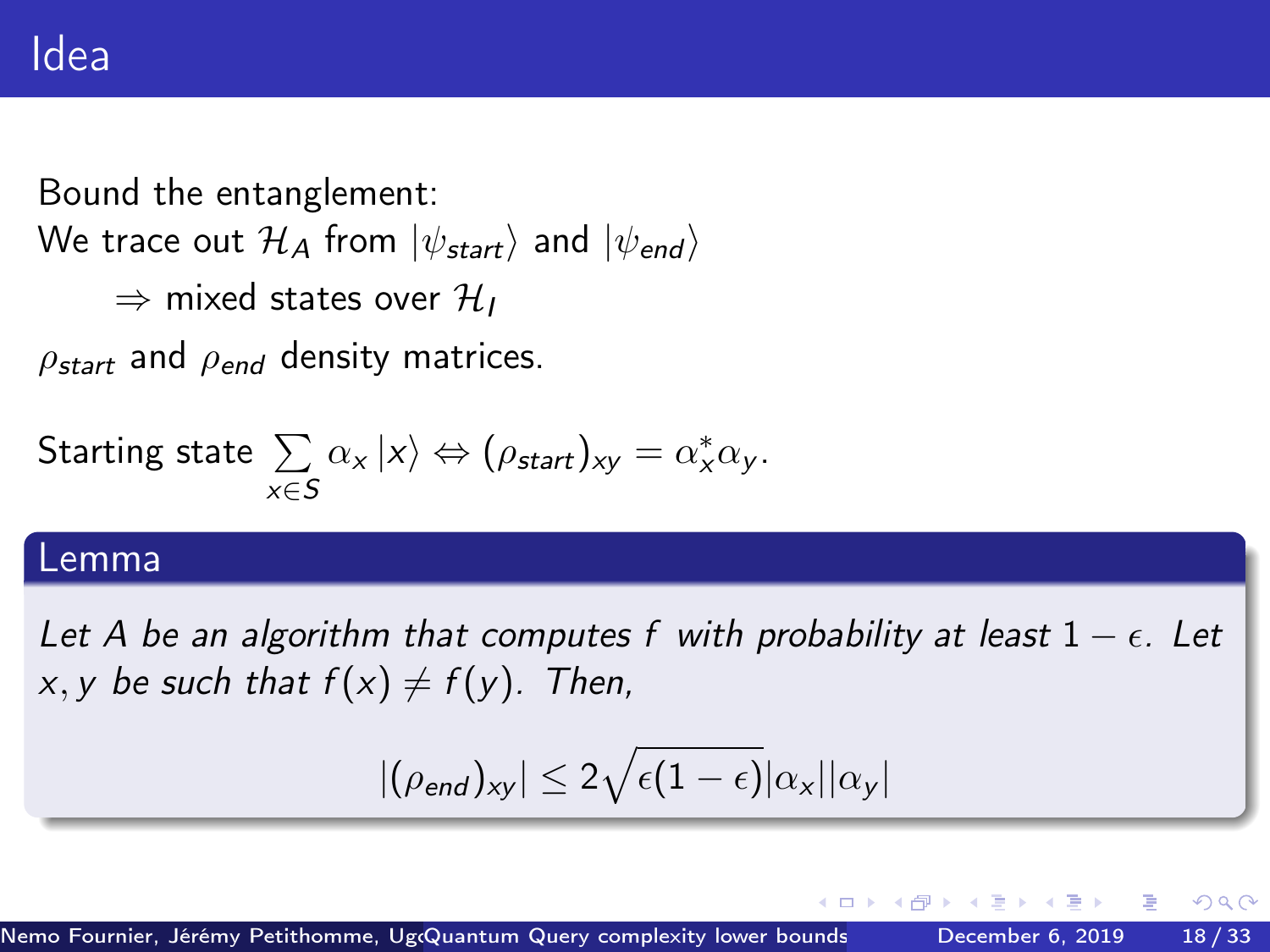# Idea

Bound the entanglement:
We trace out $\mathcal{H}_A$ from $|\psi_{start}\rangle$ and $|\psi_{end}\rangle$

$\Rightarrow$ mixed states over $\mathcal{H}_I$

$\rho_{start}$ and $\rho_{end}$ density matrices.

Starting state $\sum_{x \in S} \alpha_x |x\rangle \Leftrightarrow (\rho_{start})_{xy} = \alpha_x^* \alpha_y$.

**Lemma**

*Let A be an algorithm that computes f with probability at least $1 - \epsilon$. Let $x, y$ be such that $f(x) \neq f(y)$. Then,*

$$|(\rho_{end})_{xy}| \leq 2\sqrt{\epsilon(1-\epsilon)}|\alpha_x||\alpha_y|$$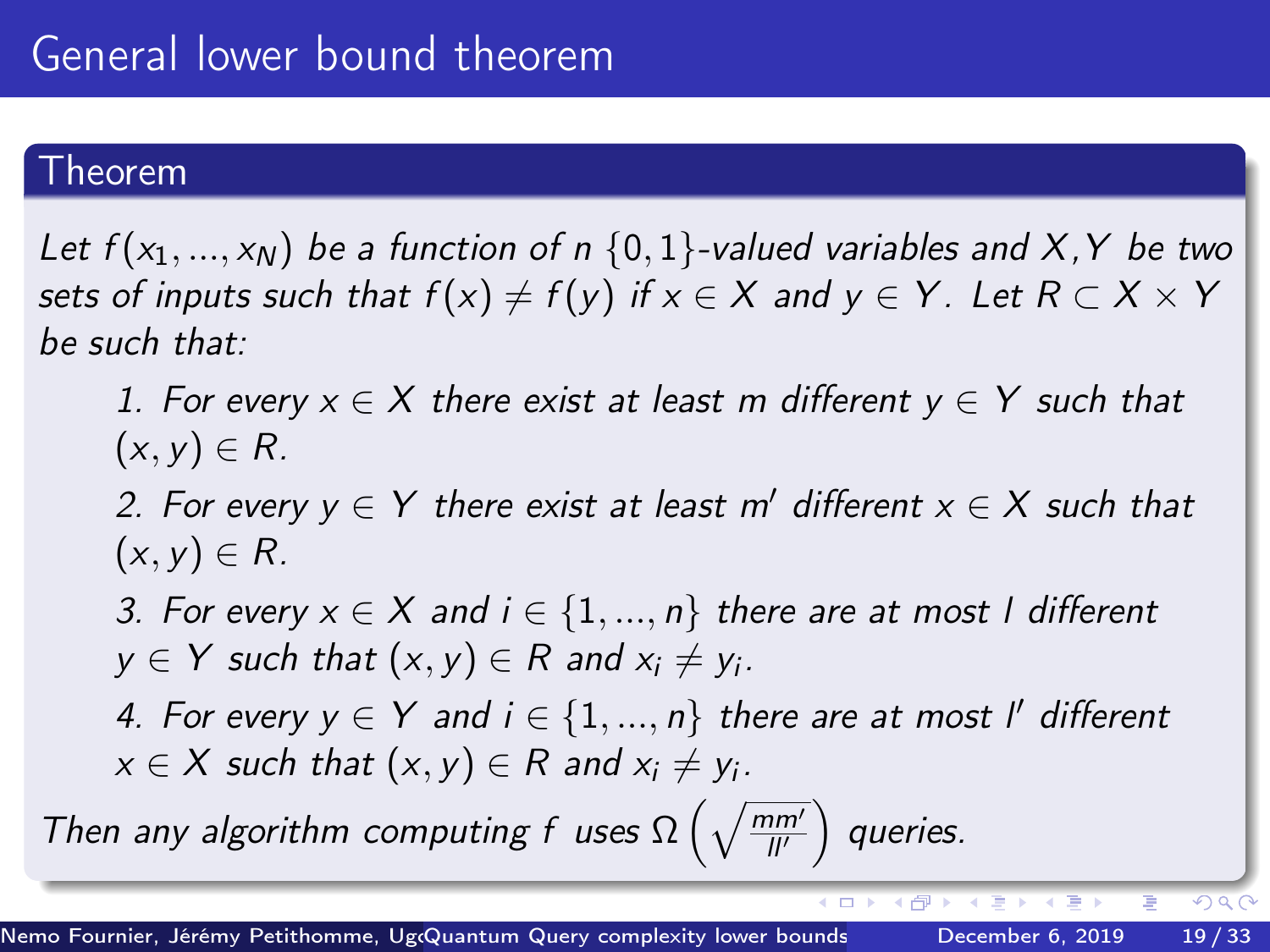# General lower bound theorem

## Theorem

*Let $f(x_1, ..., x_N)$ be a function of $n$ $\{0, 1\}$-valued variables and $X, Y$ be two sets of inputs such that $f(x) \neq f(y)$ if $x \in X$ and $y \in Y$. Let $R \subset X \times Y$ be such that:*

1. *For every $x \in X$ there exist at least $m$ different $y \in Y$ such that $(x, y) \in R$.*
2. *For every $y \in Y$ there exist at least $m'$ different $x \in X$ such that $(x, y) \in R$.*
3. *For every $x \in X$ and $i \in \{1, ..., n\}$ there are at most $l$ different $y \in Y$ such that $(x, y) \in R$ and $x_i \neq y_i$.*
4. *For every $y \in Y$ and $i \in \{1, ..., n\}$ there are at most $l'$ different $x \in X$ such that $(x, y) \in R$ and $x_i \neq y_i$.*

*Then any algorithm computing $f$ uses $\Omega\left(\sqrt{\frac{mm'}{ll'}}\right)$ queries.*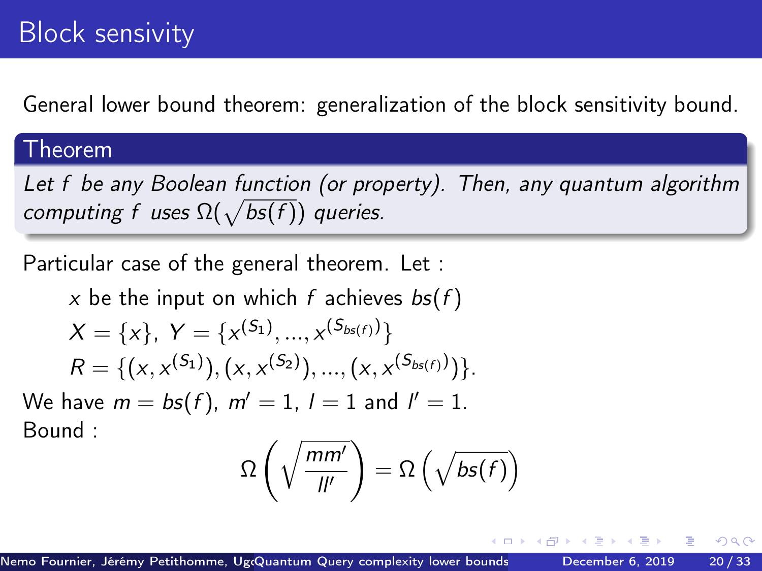# Block sensivity

General lower bound theorem: generalization of the block sensitivity bound.

**Theorem**

*Let $f$ be any Boolean function (or property). Then, any quantum algorithm computing $f$ uses $\Omega(\sqrt{bs(f)})$ queries.*

Particular case of the general theorem. Let :

$x$ be the input on which $f$ achieves $bs(f)$

$X = \{x\}$, $Y = \{x^{(S_1)}, ..., x^{(S_{bs(f)})}\}$

$R = \{(x, x^{(S_1)}), (x, x^{(S_2)}), ..., (x, x^{(S_{bs(f)})})\}$.

We have $m = bs(f)$, $m' = 1$, $l = 1$ and $l' = 1$.

Bound :

$$\Omega\left(\sqrt{\frac{mm'}{ll'}}\right) = \Omega\left(\sqrt{bs(f)}\right)$$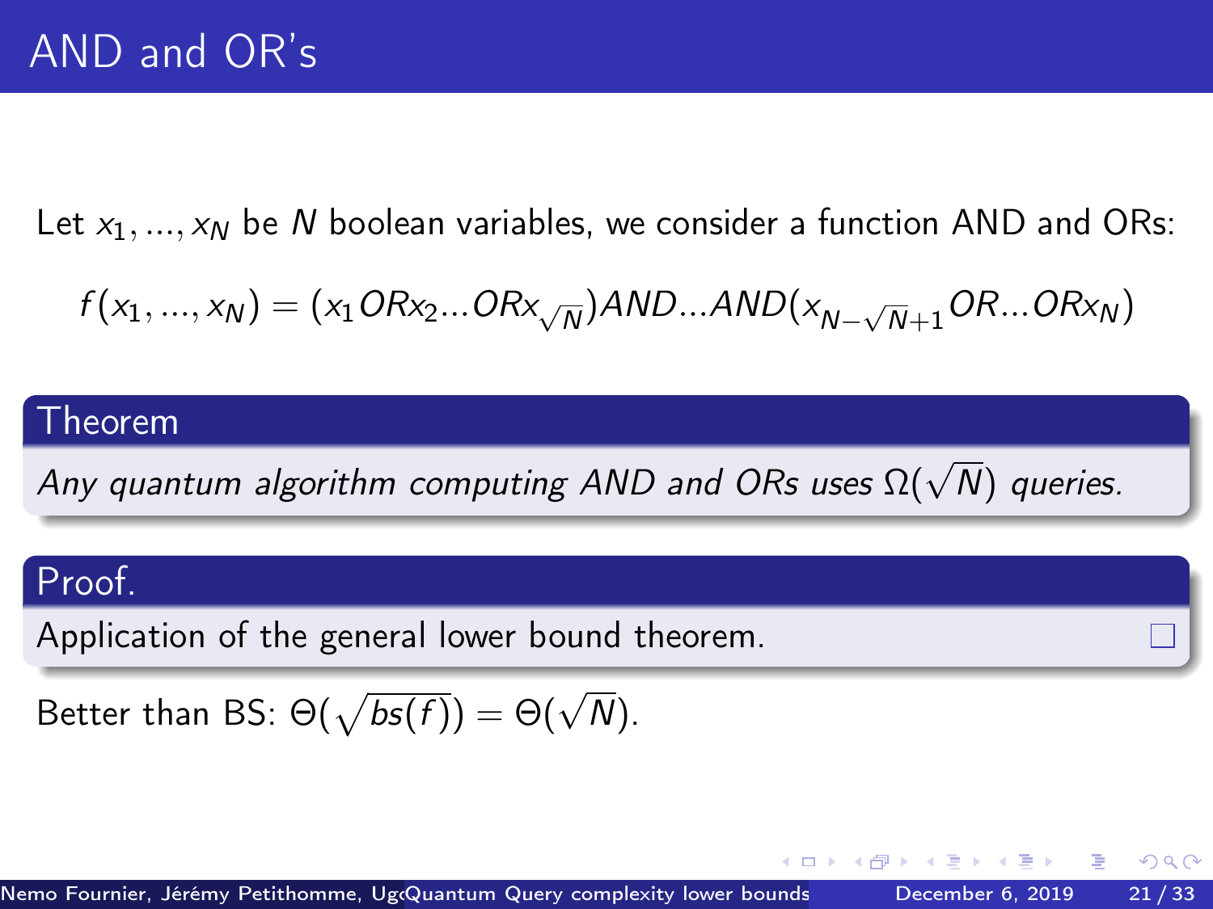# AND and OR's

Let $x_1, ..., x_N$ be $N$ boolean variables, we consider a function AND and ORs:

$$f(x_1, ..., x_N) = (x_1 OR x_2 ... OR x_{\sqrt{N}}) AND ... AND (x_{N-\sqrt{N}+1} OR ... OR x_N)$$

**Theorem**

*Any quantum algorithm computing AND and ORs uses $\Omega(\sqrt{N})$ queries.*

**Proof.**

Application of the general lower bound theorem. □

Better than BS: $\Theta(\sqrt{bs(f)}) = \Theta(\sqrt{N})$.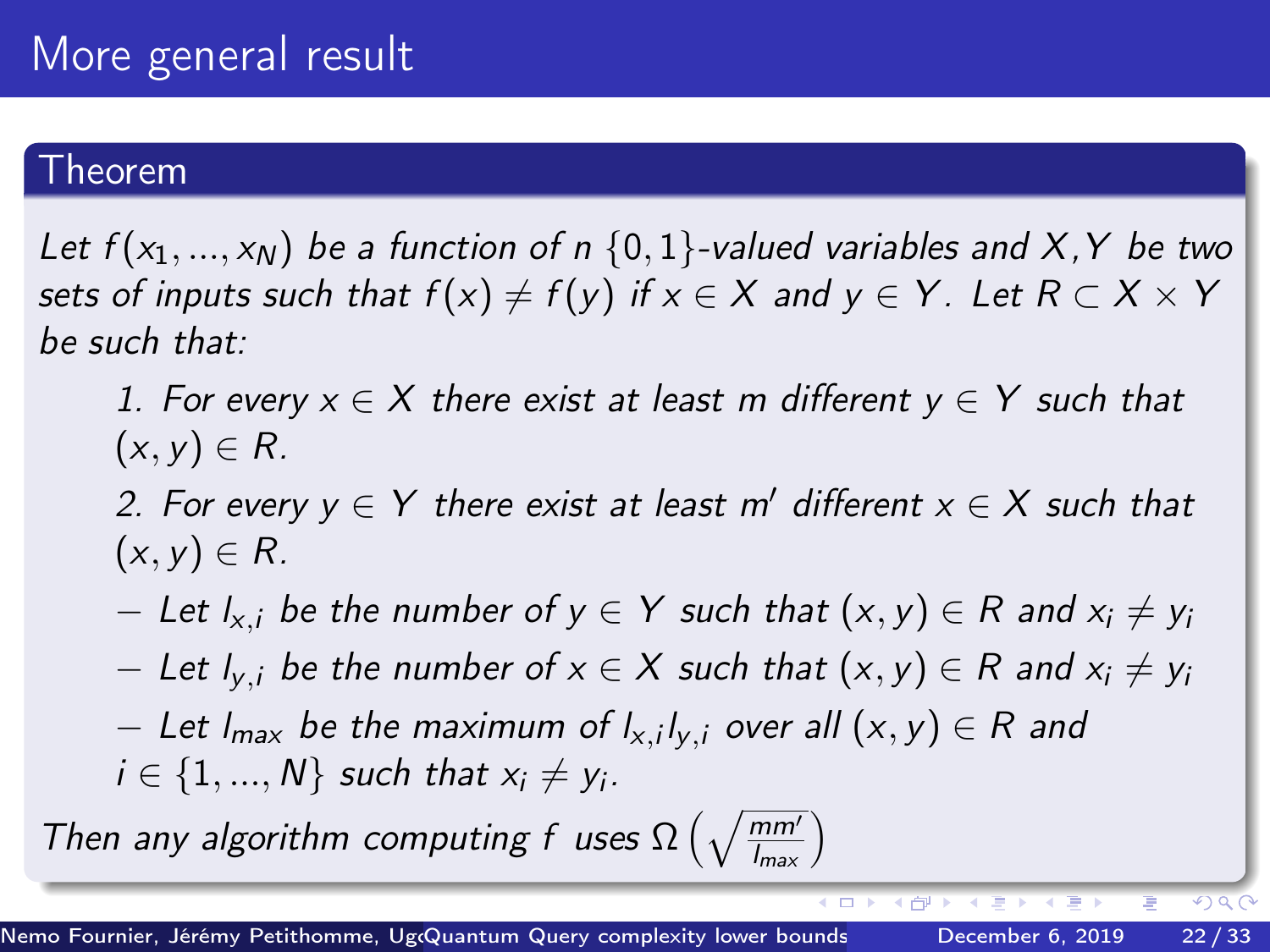# More general result

## Theorem

*Let $f(x_1, ..., x_N)$ be a function of $n$ $\{0,1\}$-valued variables and $X, Y$ be two sets of inputs such that $f(x) \neq f(y)$ if $x \in X$ and $y \in Y$. Let $R \subset X \times Y$ be such that:*

1. *For every $x \in X$ there exist at least $m$ different $y \in Y$ such that $(x, y) \in R$.*
2. *For every $y \in Y$ there exist at least $m'$ different $x \in X$ such that $(x, y) \in R$.*

- *Let $l_{x,i}$ be the number of $y \in Y$ such that $(x, y) \in R$ and $x_i \neq y_i$*
- *Let $l_{y,i}$ be the number of $x \in X$ such that $(x, y) \in R$ and $x_i \neq y_i$*
- *Let $l_{max}$ be the maximum of $l_{x,i} l_{y,i}$ over all $(x, y) \in R$ and $i \in \{1, ..., N\}$ such that $x_i \neq y_i$.*

*Then any algorithm computing $f$ uses $\Omega\left(\sqrt{\frac{mm'}{l_{max}}}\right)$*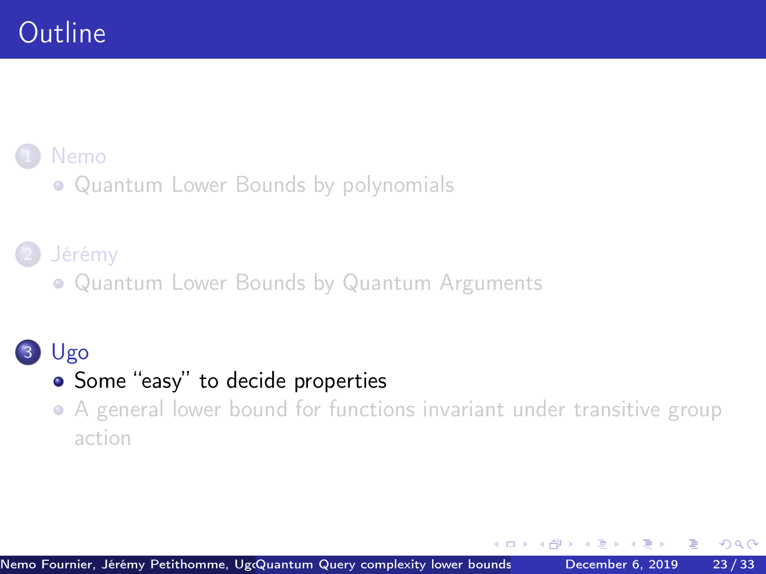# Outline

1. Nemo
   - Quantum Lower Bounds by polynomials

2. Jérémy
   - Quantum Lower Bounds by Quantum Arguments

3. Ugo
   - Some “easy” to decide properties
   - A general lower bound for functions invariant under transitive group action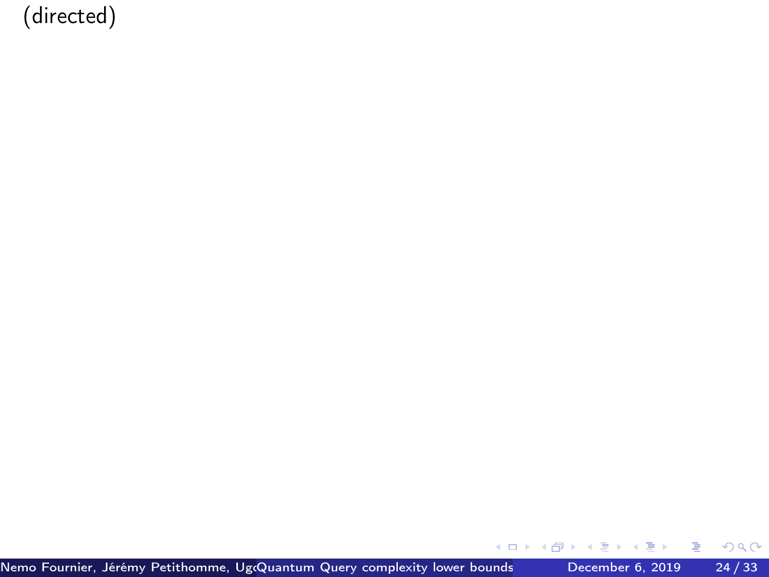(directed)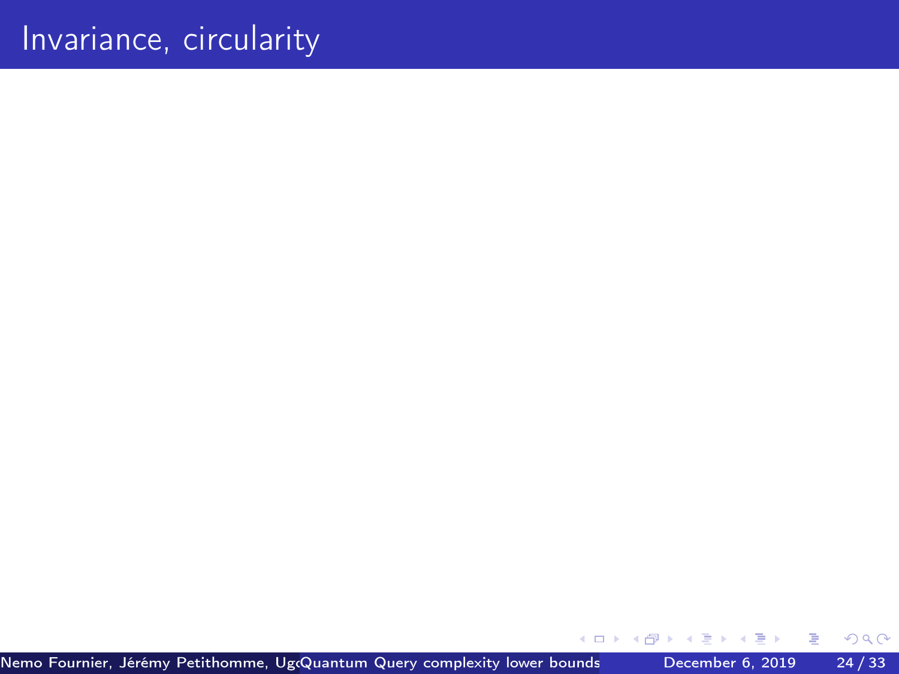# Invariance, circularity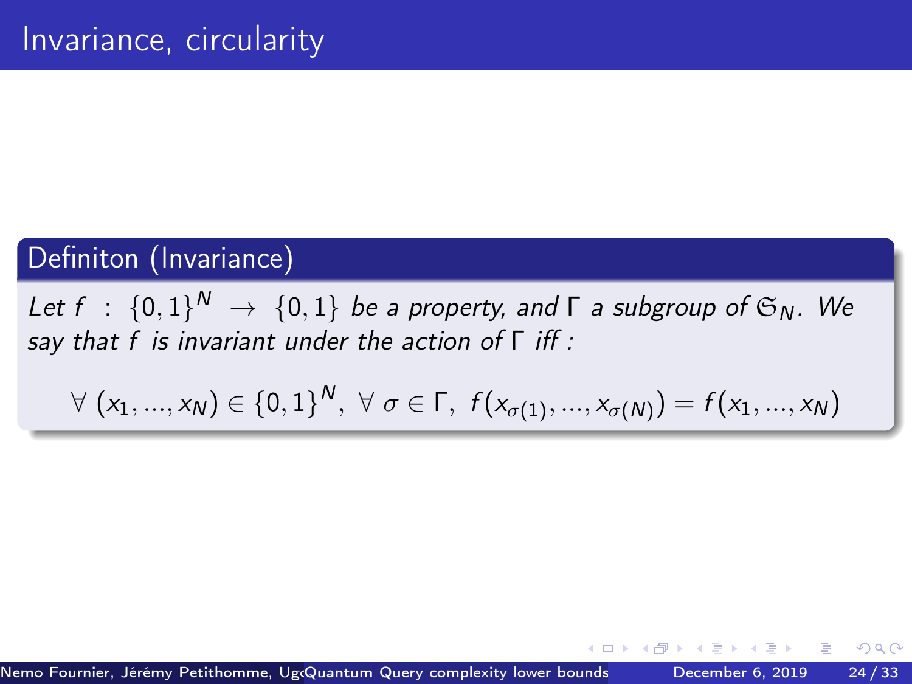# Invariance, circularity

## Definiton (Invariance)

*Let $f : \{0,1\}^N \to \{0,1\}$ be a property, and $\Gamma$ a subgroup of $\mathfrak{S}_N$. We say that $f$ is invariant under the action of $\Gamma$ iff :*

$$\forall\ (x_1, ..., x_N) \in \{0,1\}^N,\ \forall\ \sigma \in \Gamma,\ f(x_{\sigma(1)}, ..., x_{\sigma(N)}) = f(x_1, ..., x_N)$$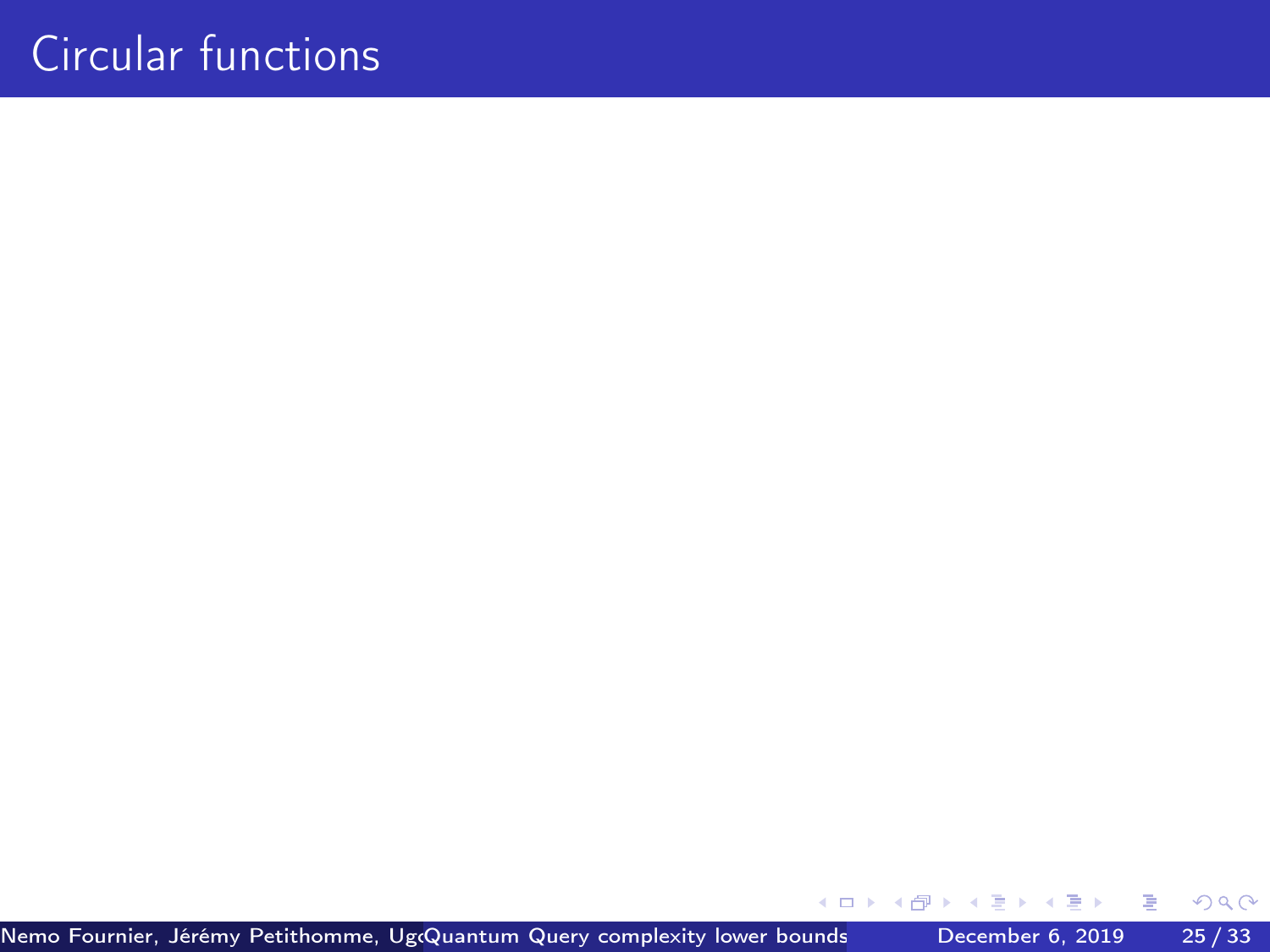# Circular functions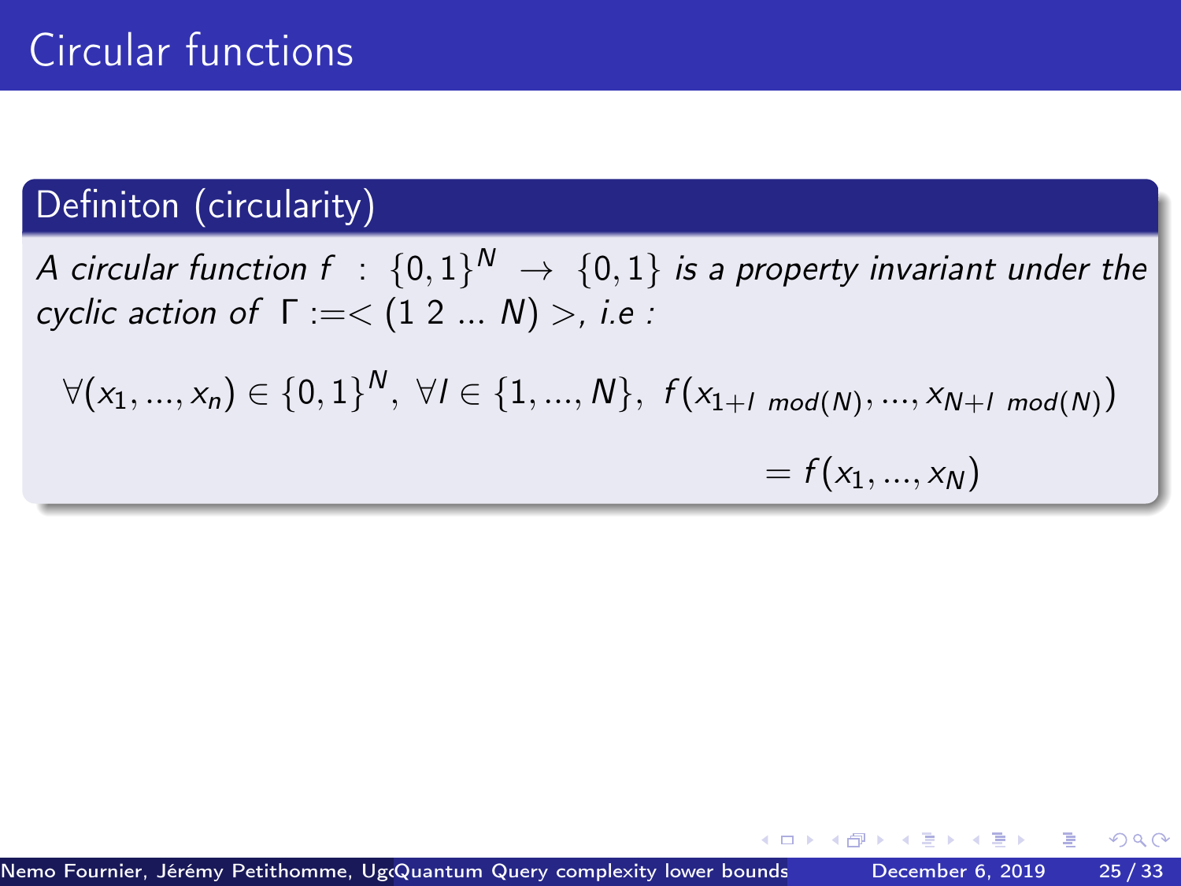# Circular functions

## Definiton (circularity)

*A circular function $f : \{0,1\}^N \to \{0,1\}$ is a property invariant under the cyclic action of $\Gamma :=< (1\ 2\ \dots\ N) >$, i.e :*

$$\forall (x_1, ..., x_n) \in \{0,1\}^N,\ \forall l \in \{1, ..., N\},\ f(x_{1+l \ mod(N)}, ..., x_{N+l \ mod(N)}) = f(x_1, ..., x_N)$$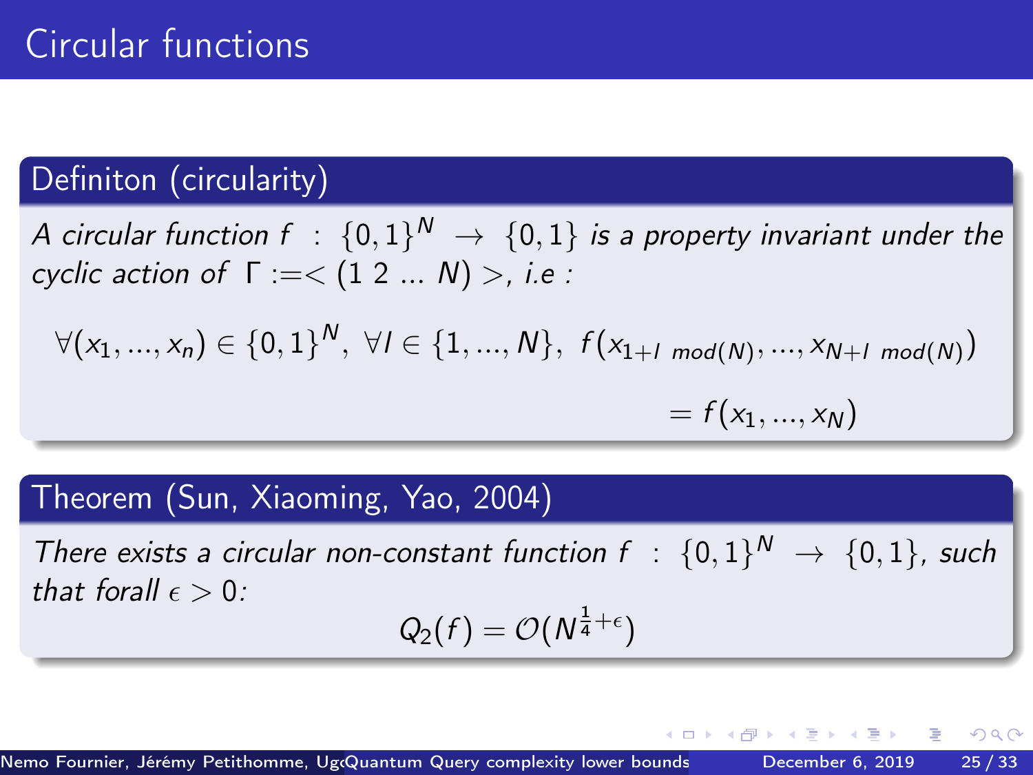# Circular functions

## Definiton (circularity)

*A circular function* $f : \{0,1\}^N \rightarrow \{0,1\}$ *is a property invariant under the cyclic action of* $\Gamma := <(1\ 2\ \dots\ N)>$, *i.e :*

$$\forall (x_1, \dots, x_n) \in \{0,1\}^N,\ \forall l \in \{1, \dots, N\},\ f(x_{1+l \ mod(N)}, \dots, x_{N+l \ mod(N)}) = f(x_1, \dots, x_N)$$

## Theorem (Sun, Xiaoming, Yao, 2004)

*There exists a circular non-constant function* $f : \{0,1\}^N \rightarrow \{0,1\}$, *such that forall* $\epsilon > 0$:

$$Q_2(f) = \mathcal{O}(N^{\frac{1}{4}+\epsilon})$$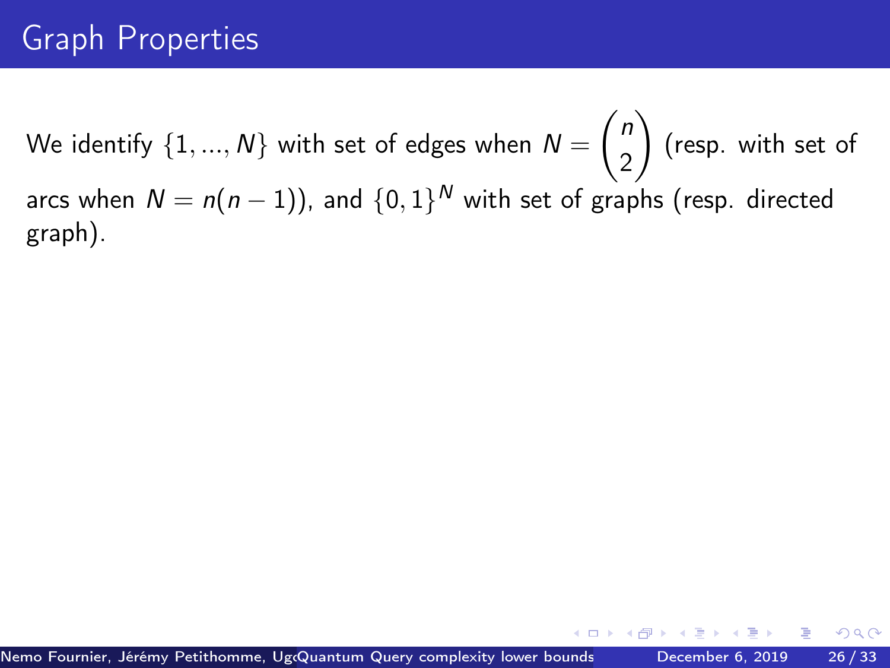## Graph Properties

We identify $\{1, ..., N\}$ with set of edges when $N = \binom{n}{2}$ (resp. with set of arcs when $N = n(n-1)$), and $\{0,1\}^N$ with set of graphs (resp. directed graph).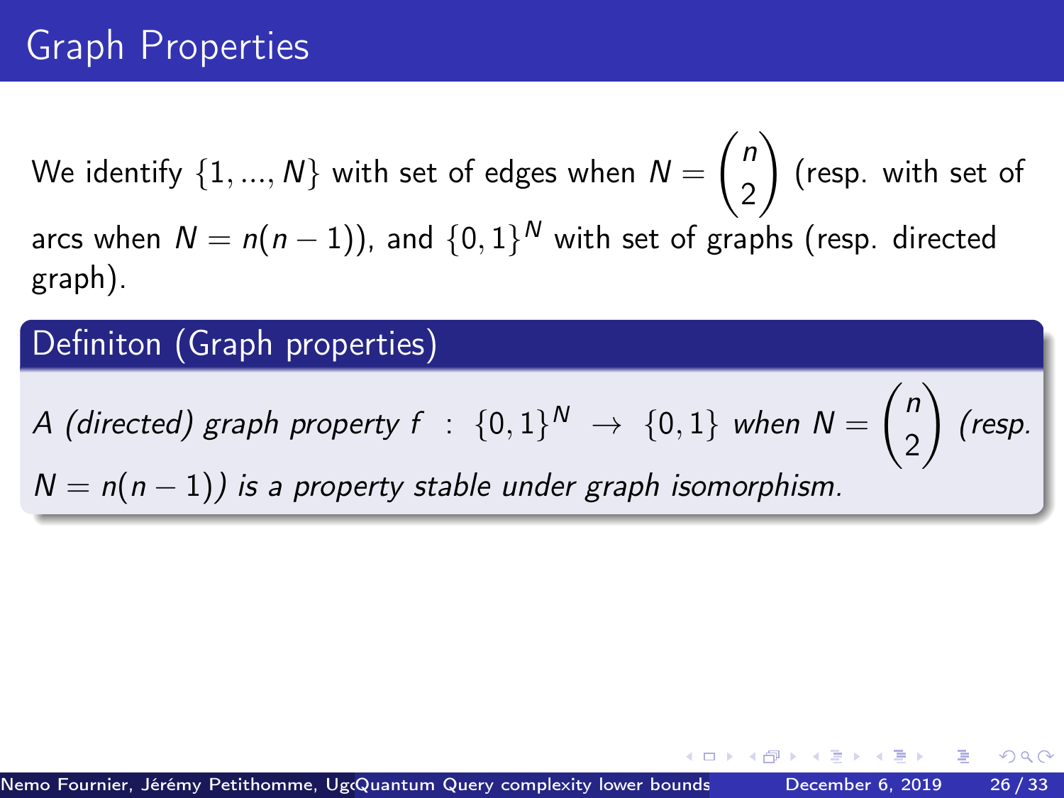# Graph Properties

We identify $\{1, ..., N\}$ with set of edges when $N = \binom{n}{2}$ (resp. with set of arcs when $N = n(n-1)$), and $\{0,1\}^N$ with set of graphs (resp. directed graph).

**Definiton (Graph properties)**

*A (directed) graph property* $f : \{0,1\}^N \rightarrow \{0,1\}$ *when* $N = \binom{n}{2}$ *(resp.* $N = n(n-1)$*) is a property stable under graph isomorphism.*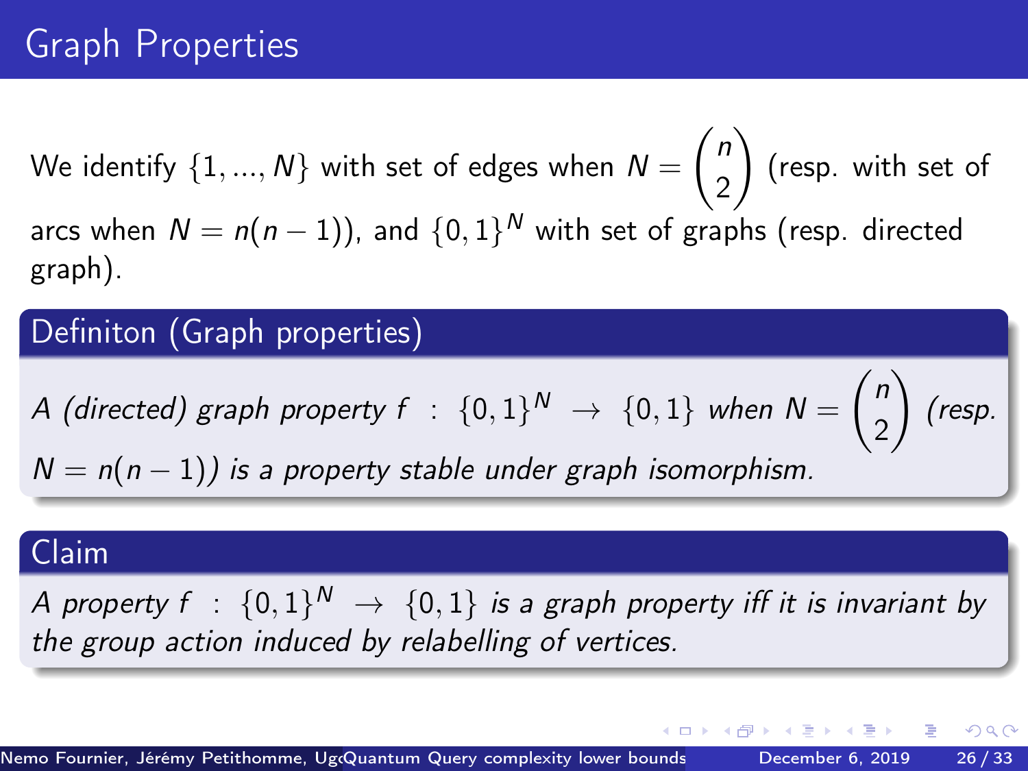# Graph Properties

We identify $\{1, ..., N\}$ with set of edges when $N = \binom{n}{2}$ (resp. with set of arcs when $N = n(n-1)$), and $\{0,1\}^N$ with set of graphs (resp. directed graph).

**Definiton (Graph properties)**

*A (directed) graph property* $f : \{0,1\}^N \to \{0,1\}$ *when* $N = \binom{n}{2}$ *(resp.* $N = n(n-1)$*) is a property stable under graph isomorphism.*

**Claim**

*A property* $f : \{0,1\}^N \to \{0,1\}$ *is a graph property iff it is invariant by the group action induced by relabelling of vertices.*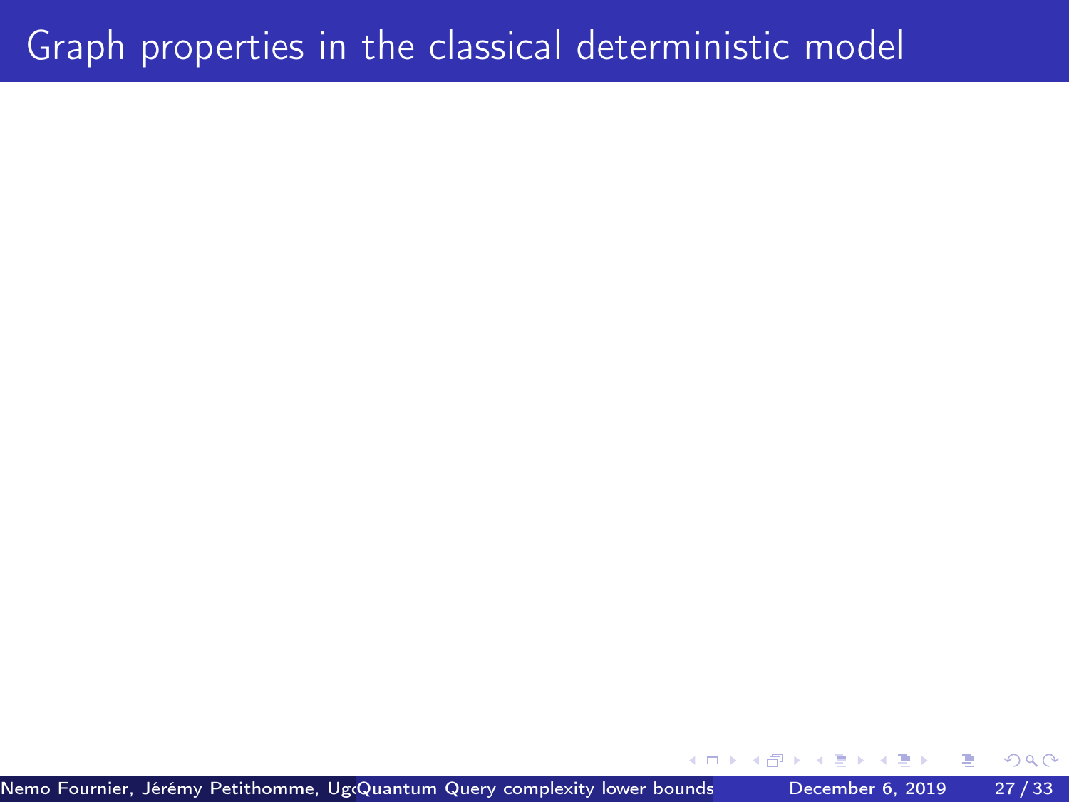# Graph properties in the classical deterministic model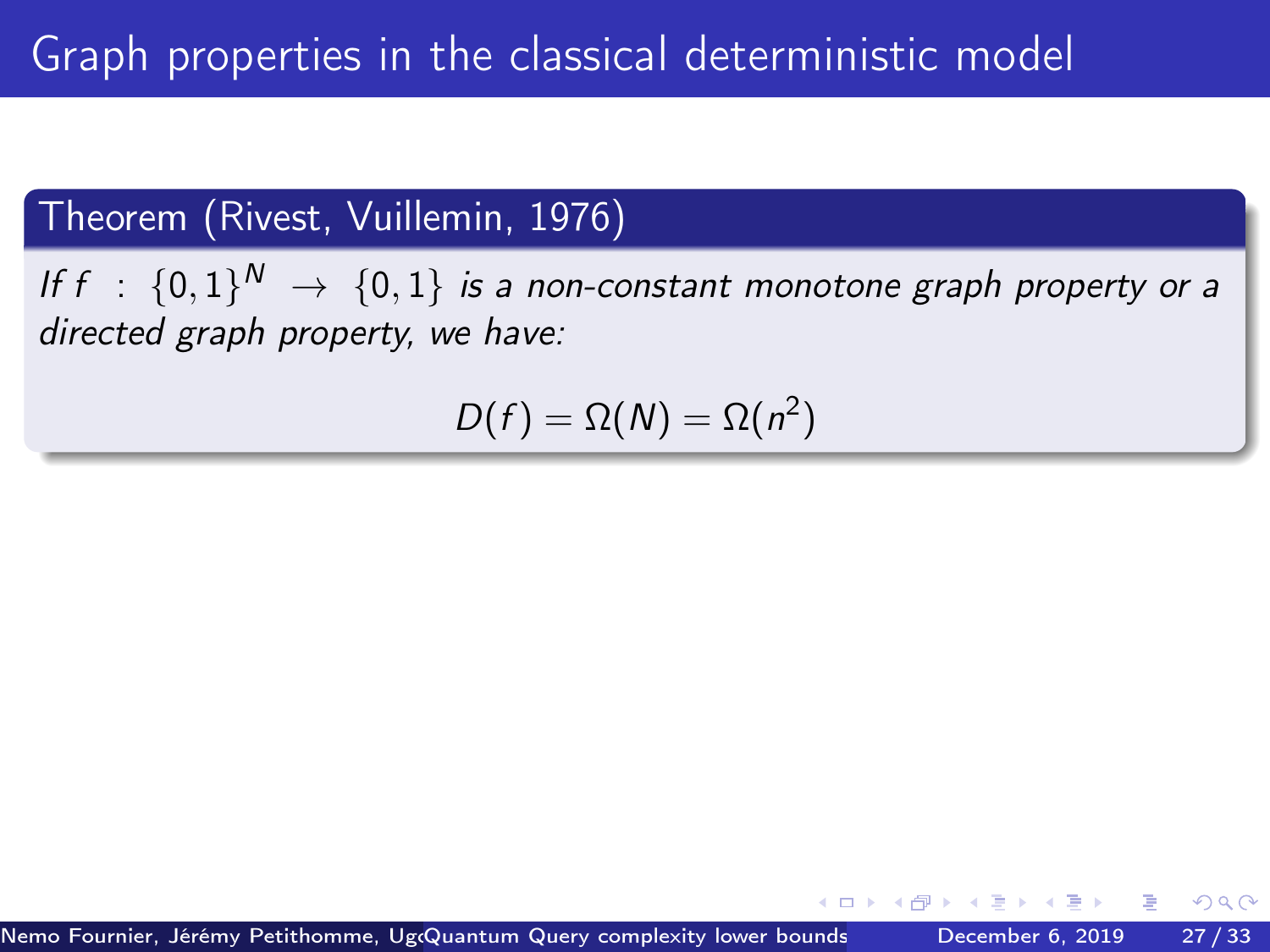# Graph properties in the classical deterministic model

**Theorem (Rivest, Vuillemin, 1976)**

*If $f : \{0,1\}^N \to \{0,1\}$ is a non-constant monotone graph property or a directed graph property, we have:*

$$D(f) = \Omega(N) = \Omega(n^2)$$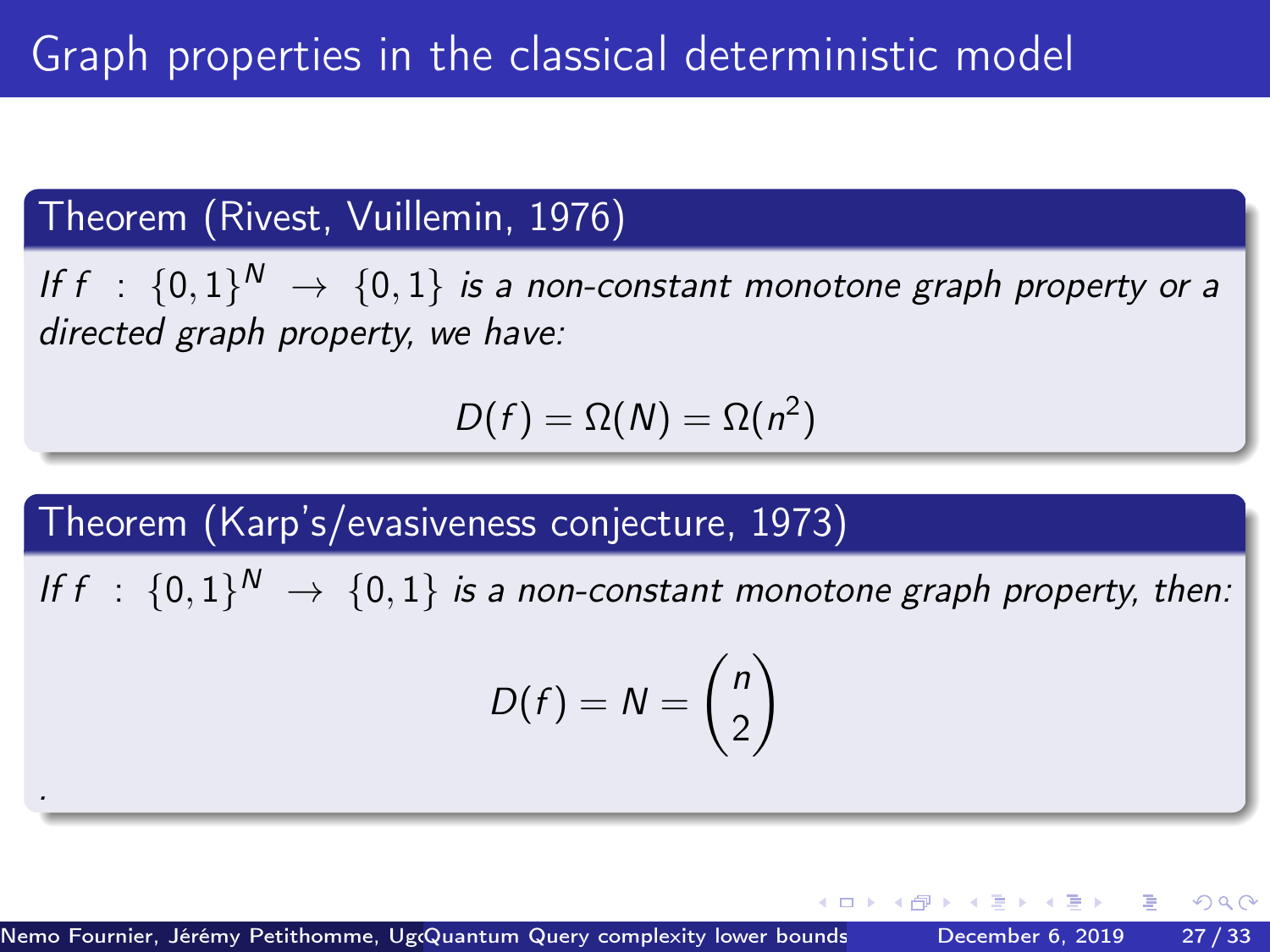# Graph properties in the classical deterministic model

**Theorem (Rivest, Vuillemin, 1976)**

*If $f : \{0,1\}^N \to \{0,1\}$ is a non-constant monotone graph property or a directed graph property, we have:*

$$D(f) = \Omega(N) = \Omega(n^2)$$

**Theorem (Karp's/evasiveness conjecture, 1973)**

*If $f : \{0,1\}^N \to \{0,1\}$ is a non-constant monotone graph property, then:*

$$D(f) = N = \binom{n}{2}$$

.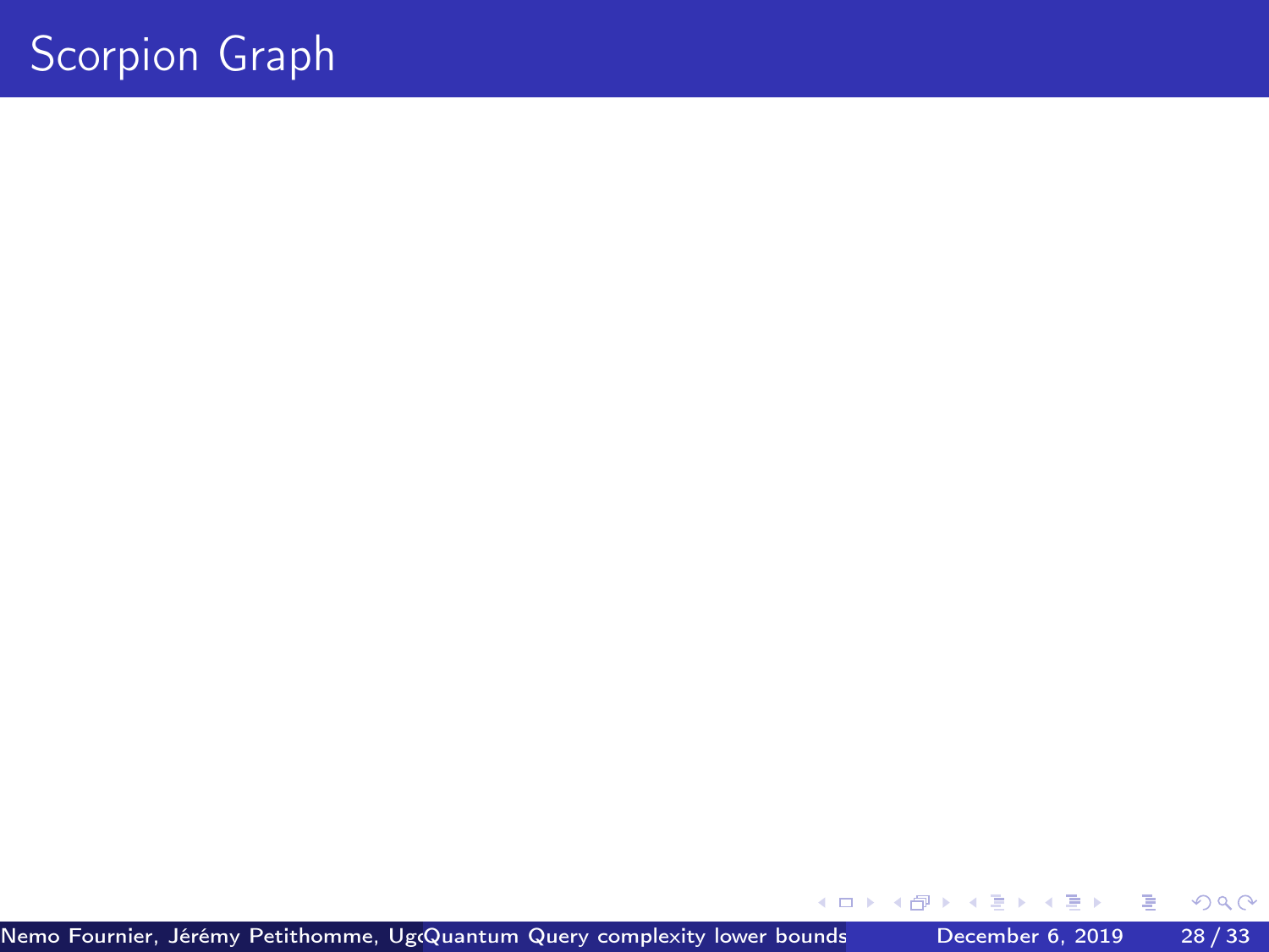# Scorpion Graph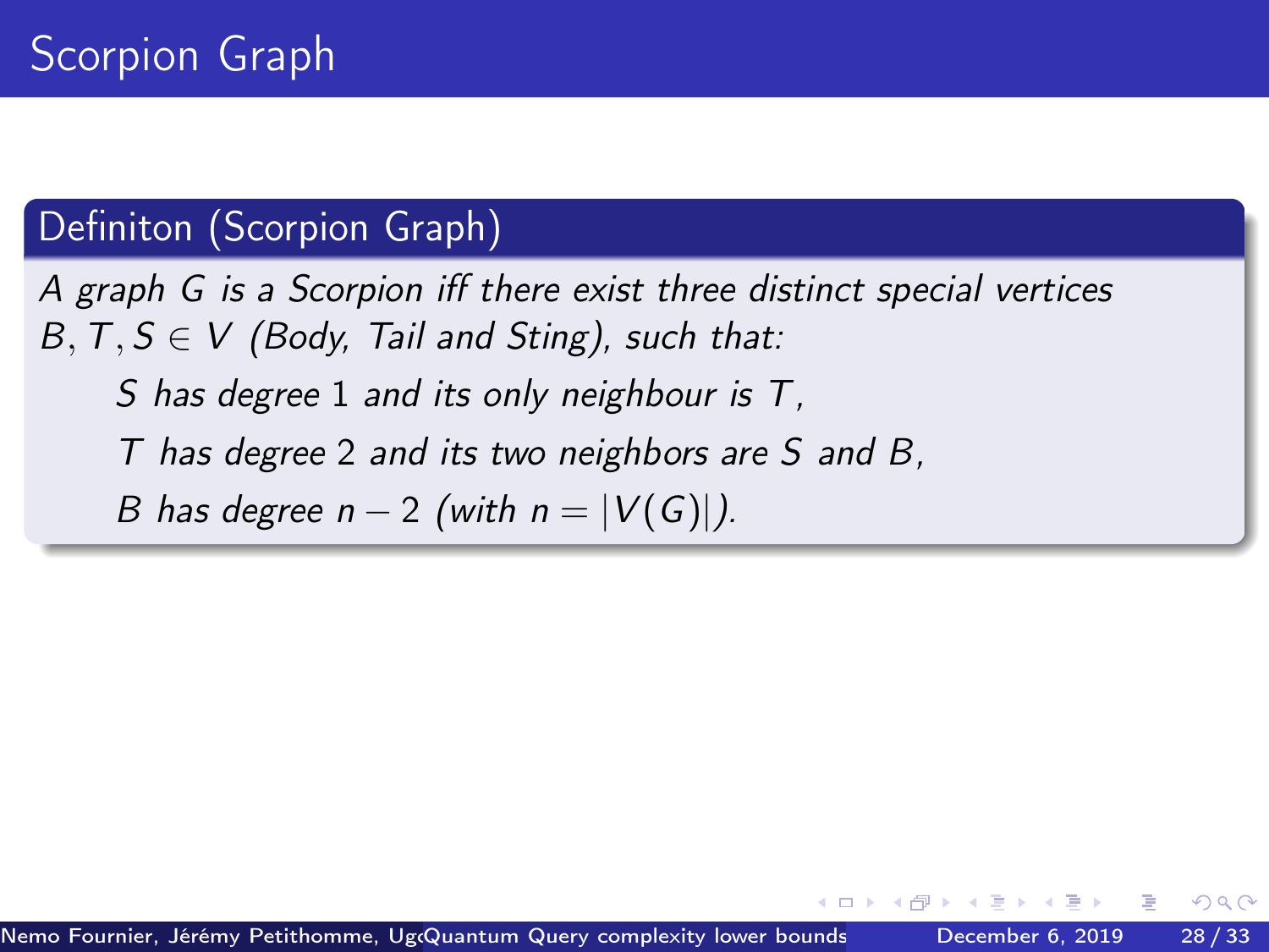# Scorpion Graph

## Definiton (Scorpion Graph)

*A graph $G$ is a Scorpion iff there exist three distinct special vertices $B, T, S \in V$ (Body, Tail and Sting), such that:*

- *$S$ has degree 1 and its only neighbour is $T$,*
- *$T$ has degree 2 and its two neighbors are $S$ and $B$,*
- *$B$ has degree $n - 2$ (with $n = |V(G)|$).*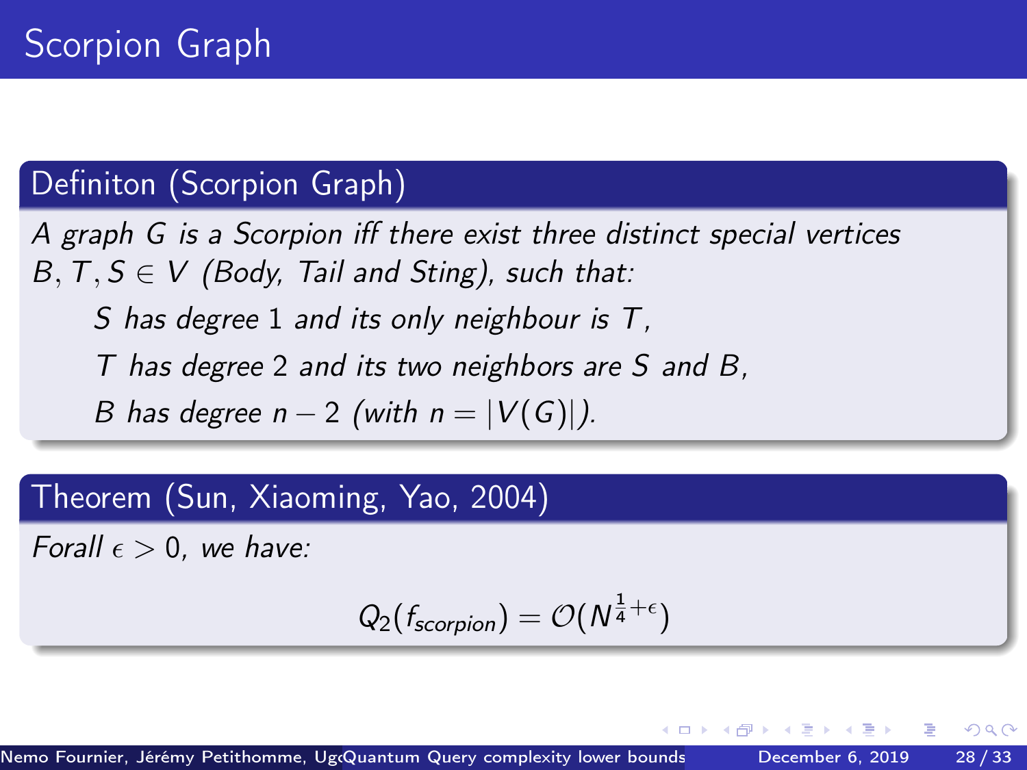# Scorpion Graph

## Definiton (Scorpion Graph)

*A graph $G$ is a Scorpion iff there exist three distinct special vertices $B, T, S \in V$ (Body, Tail and Sting), such that:*

- *$S$ has degree 1 and its only neighbour is $T$,*
- *$T$ has degree 2 and its two neighbors are $S$ and $B$,*
- *$B$ has degree $n - 2$ (with $n = |V(G)|$).*

## Theorem (Sun, Xiaoming, Yao, 2004)

*Forall $\epsilon > 0$, we have:*

$$Q_2(f_{scorpion}) = \mathcal{O}(N^{\frac{1}{4}+\epsilon})$$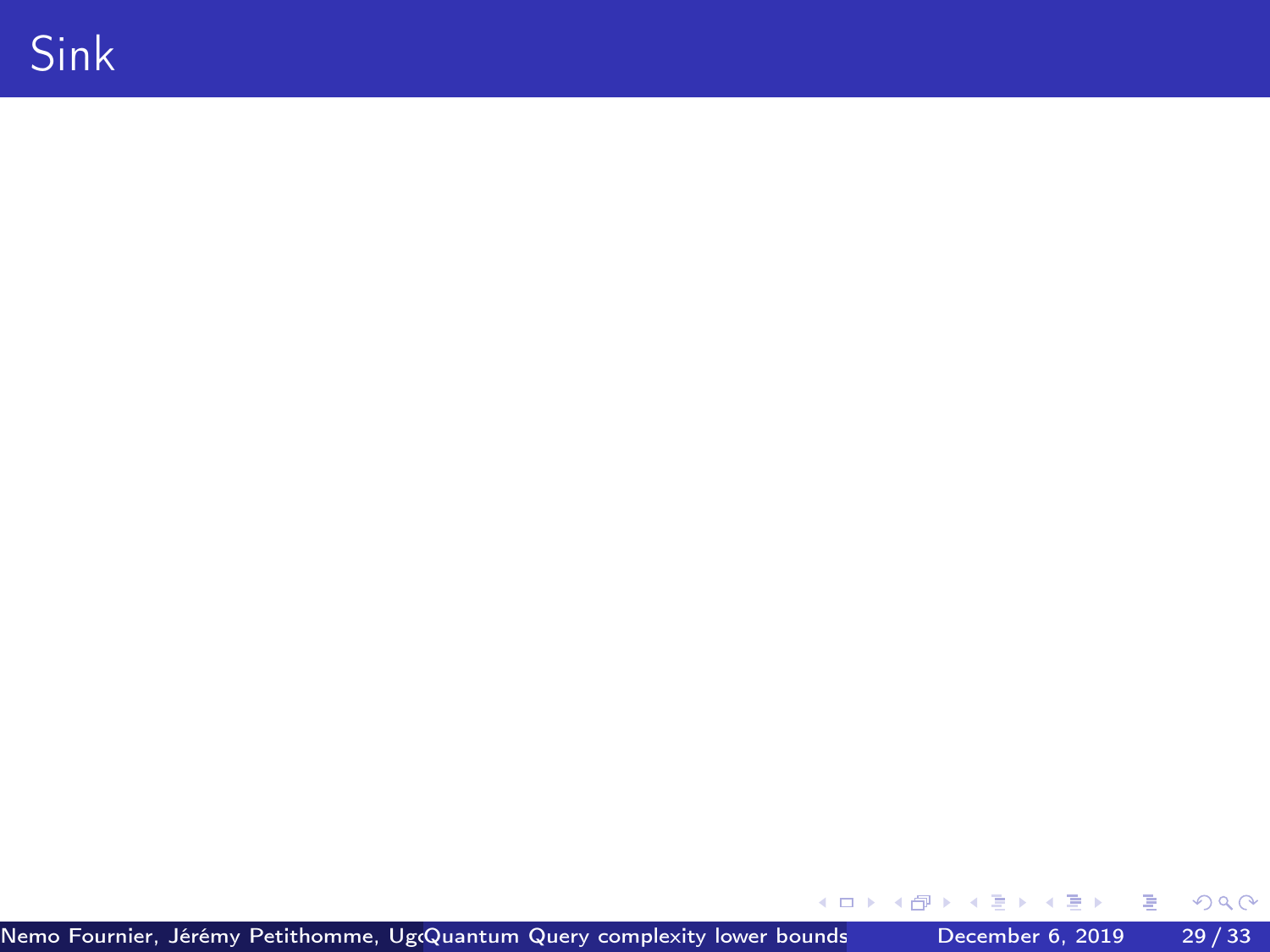# Sink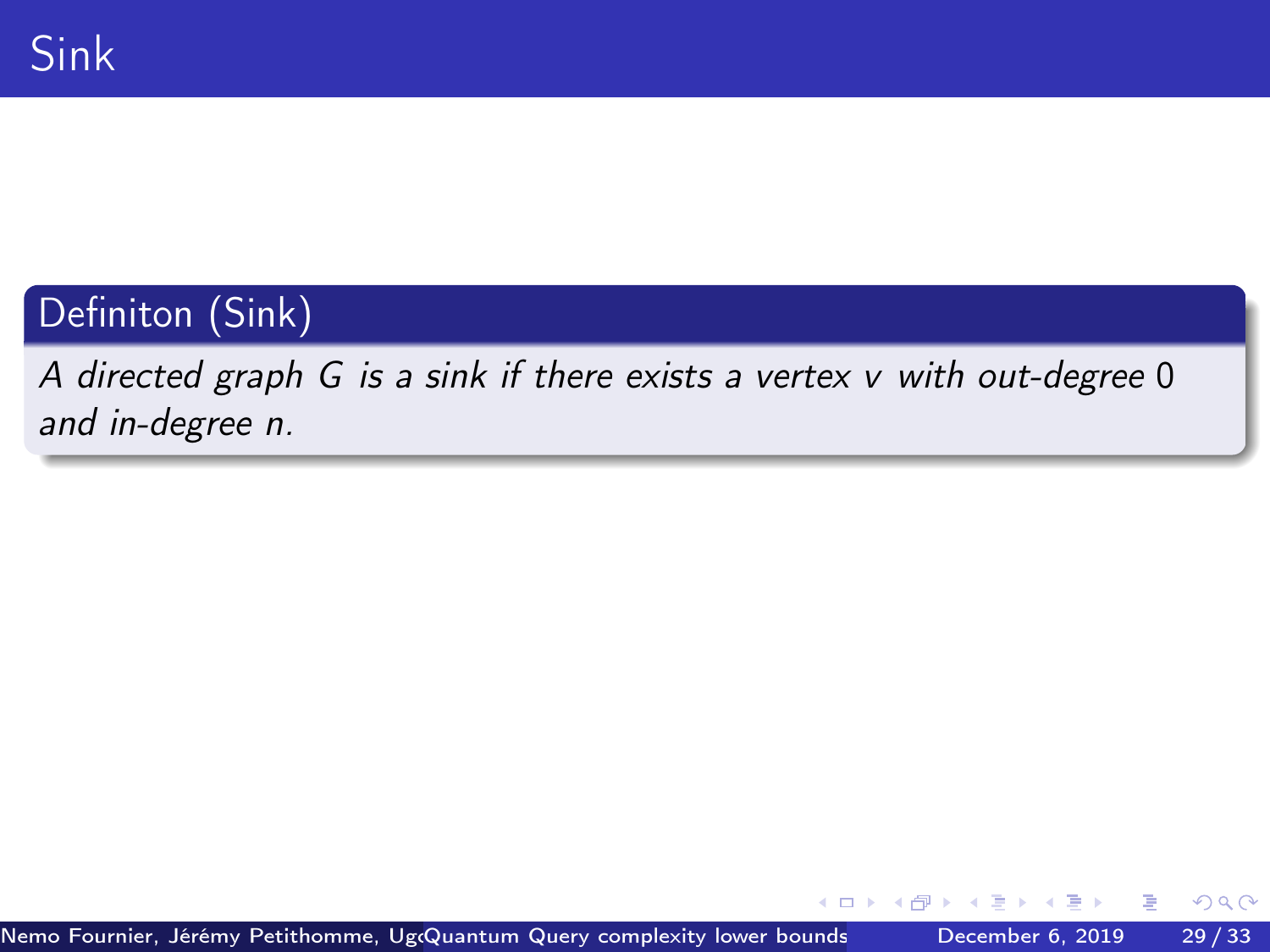# Sink

**Definiton (Sink)**

*A directed graph $G$ is a sink if there exists a vertex $v$ with out-degree $0$ and in-degree $n$.*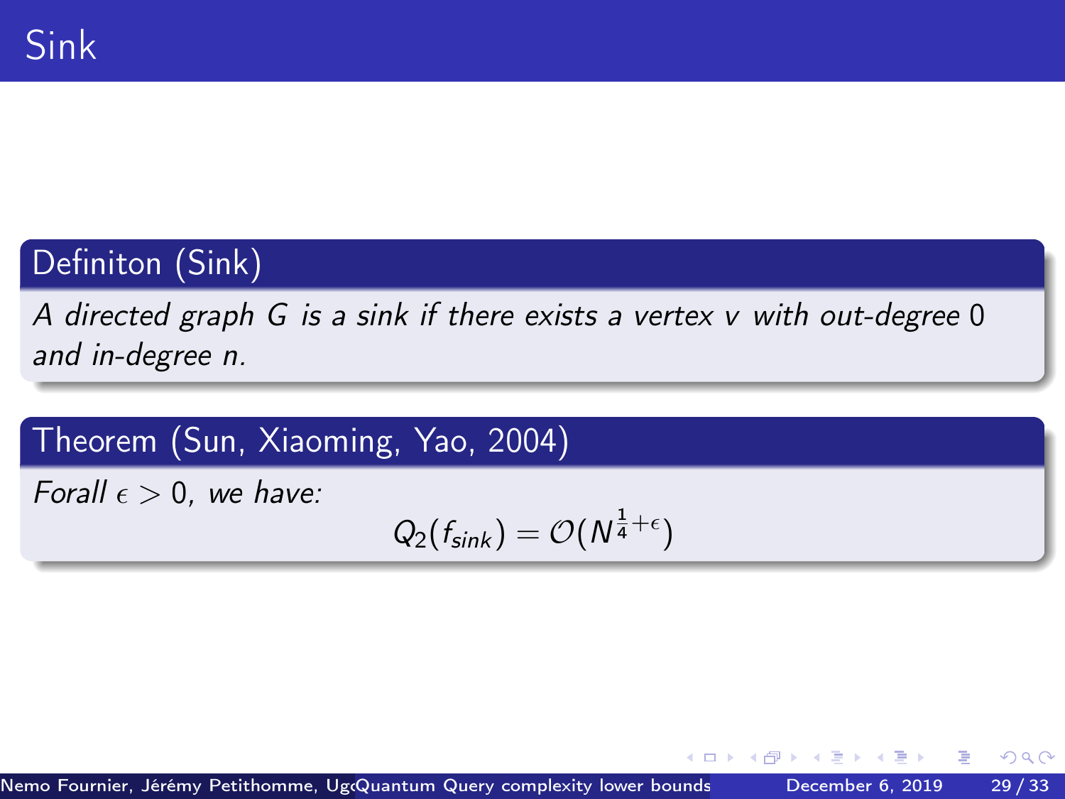# Sink

## Definiton (Sink)

*A directed graph $G$ is a sink if there exists a vertex $v$ with out-degree $0$ and in-degree $n$.*

## Theorem (Sun, Xiaoming, Yao, 2004)

*Forall $\epsilon > 0$, we have:*

$$Q_2(f_{sink}) = \mathcal{O}(N^{\frac{1}{4}+\epsilon})$$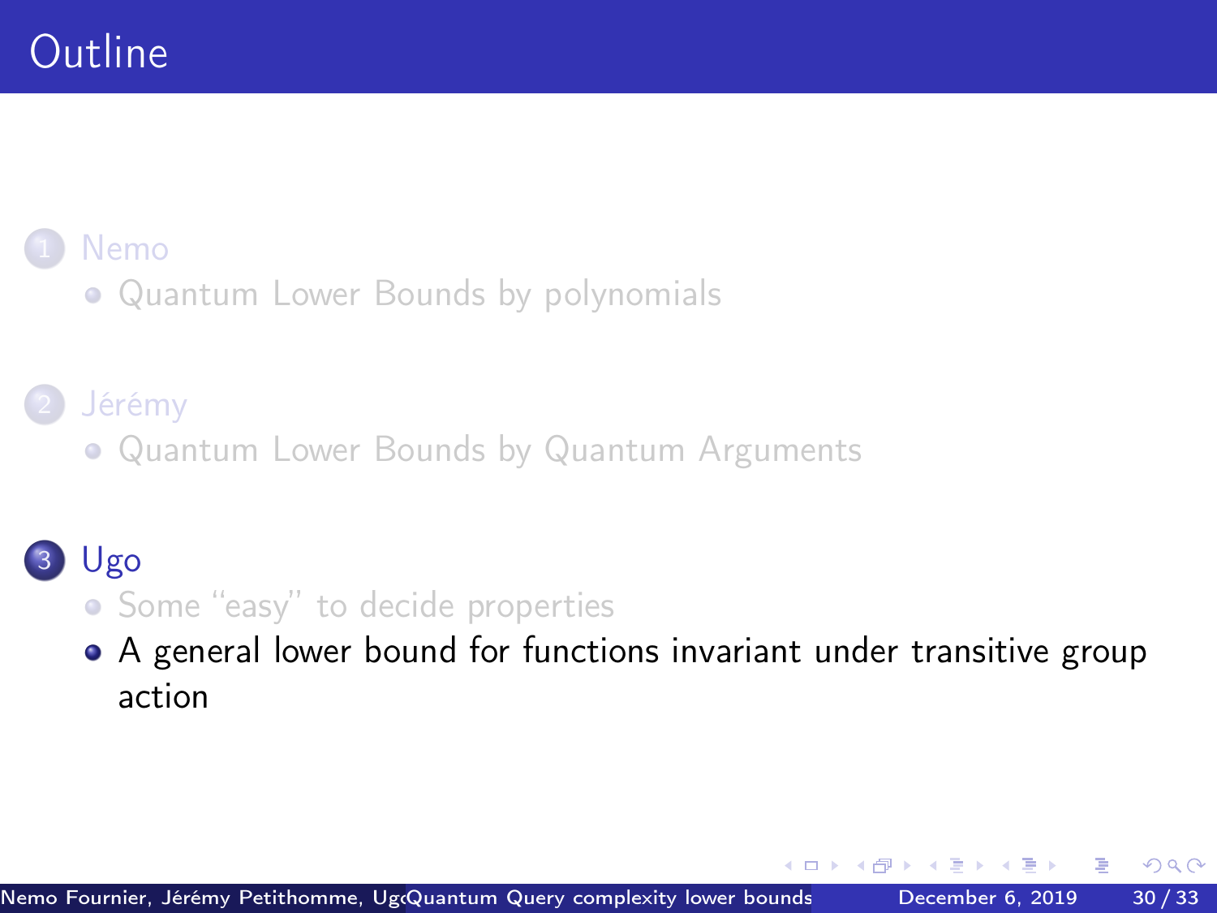# Outline

1. Nemo
   - Quantum Lower Bounds by polynomials
2. Jérémy
   - Quantum Lower Bounds by Quantum Arguments
3. Ugo
   - Some “easy” to decide properties
   - A general lower bound for functions invariant under transitive group action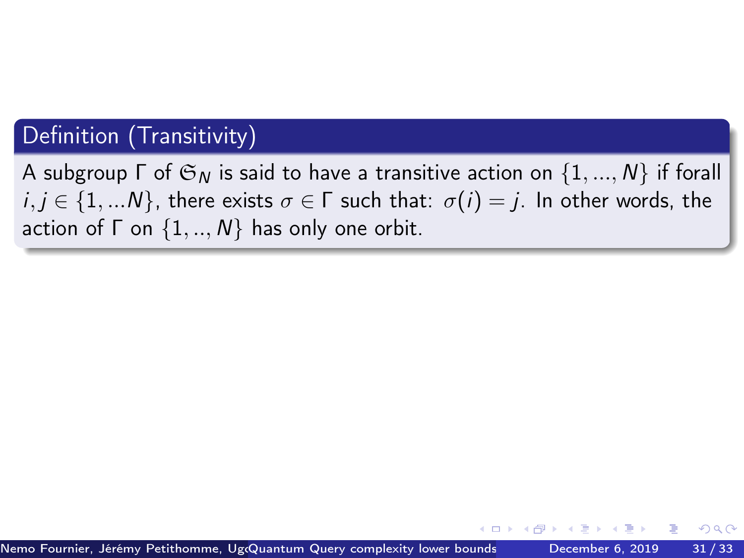**Definition (Transitivity)**

A subgroup $\Gamma$ of $\mathfrak{S}_N$ is said to have a transitive action on $\{1, ..., N\}$ if forall $i, j \in \{1, ...N\}$, there exists $\sigma \in \Gamma$ such that: $\sigma(i) = j$. In other words, the action of $\Gamma$ on $\{1, .., N\}$ has only one orbit.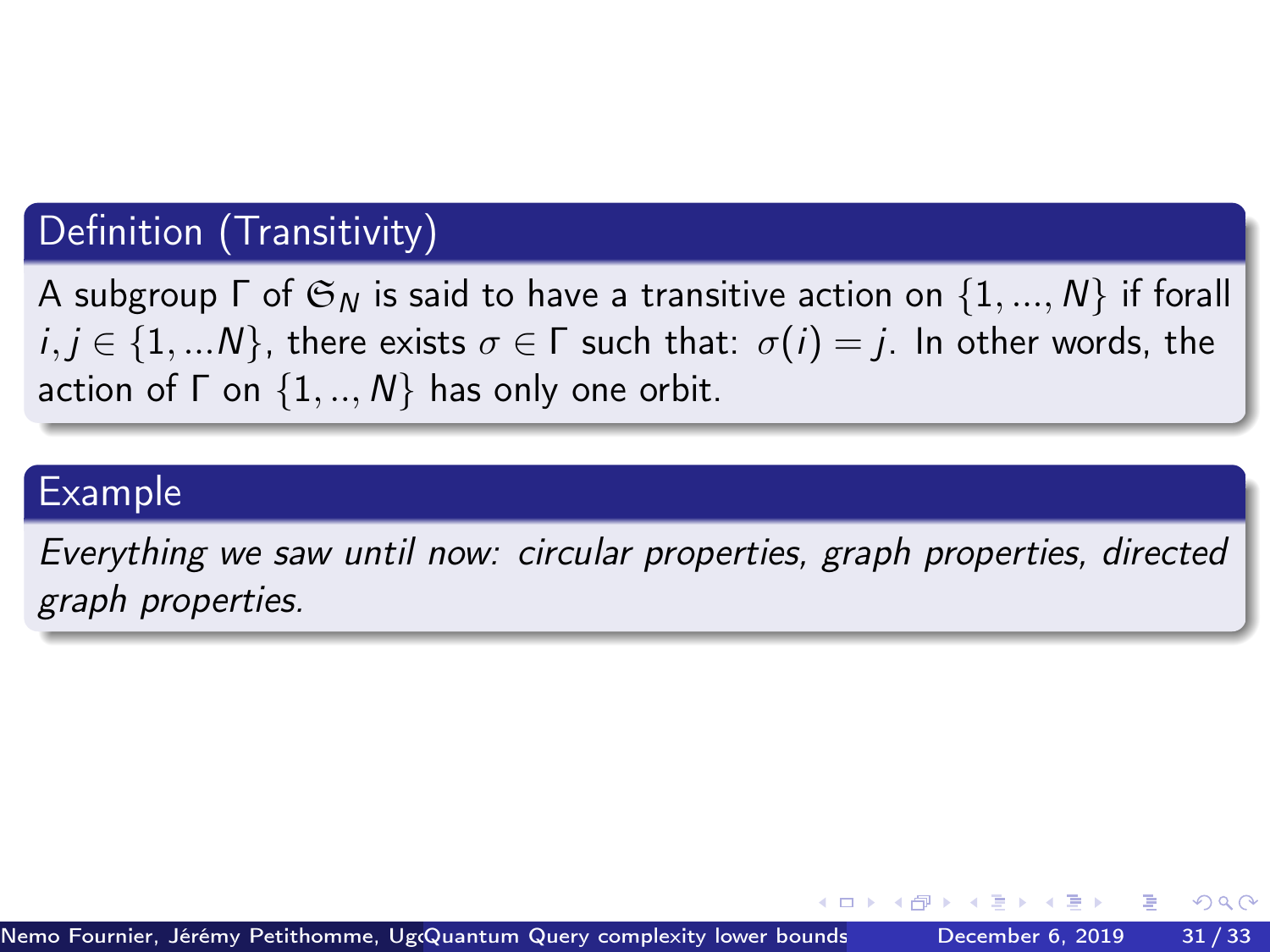**Definition (Transitivity)**

A subgroup $\Gamma$ of $\mathfrak{S}_N$ is said to have a transitive action on $\{1, ..., N\}$ if forall $i, j \in \{1, ...N\}$, there exists $\sigma \in \Gamma$ such that: $\sigma(i) = j$. In other words, the action of $\Gamma$ on $\{1, .., N\}$ has only one orbit.

**Example**

*Everything we saw until now: circular properties, graph properties, directed graph properties.*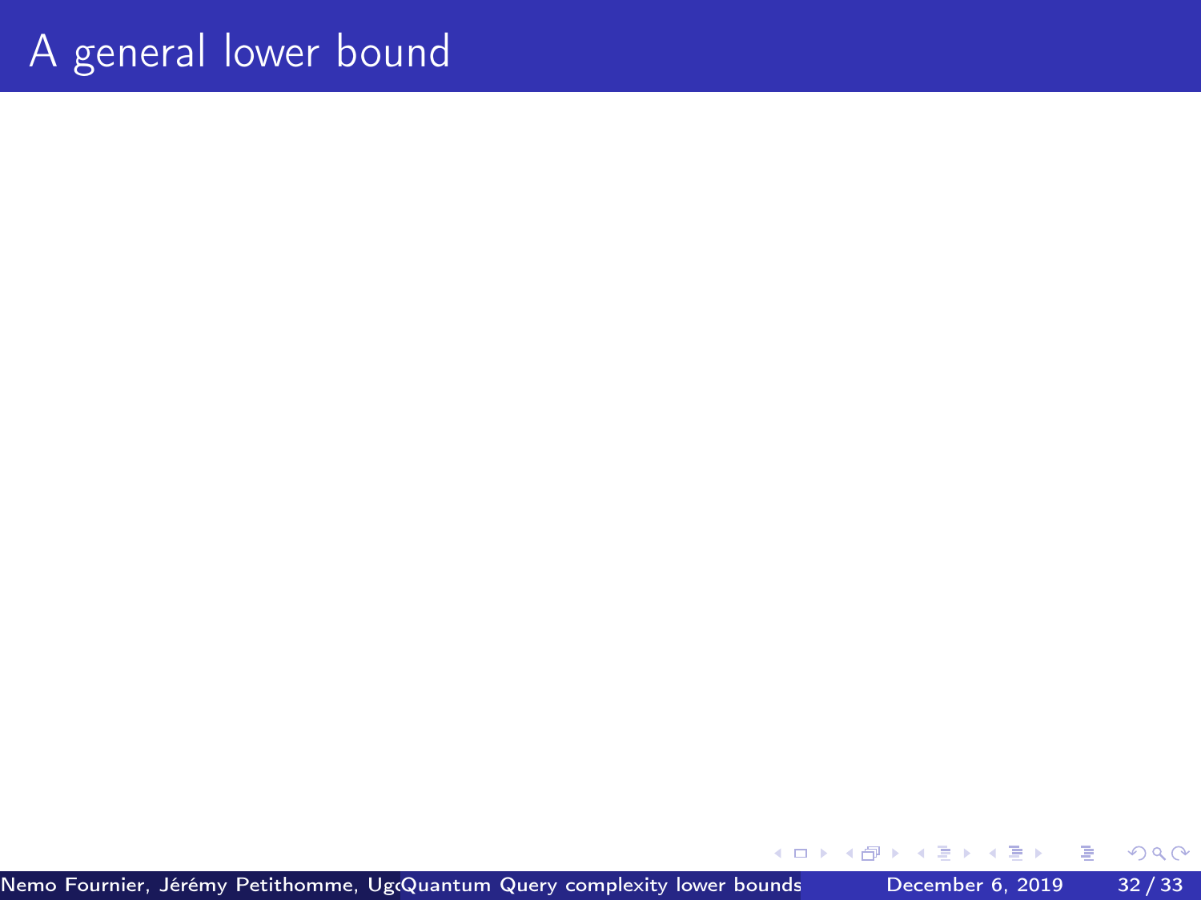# A general lower bound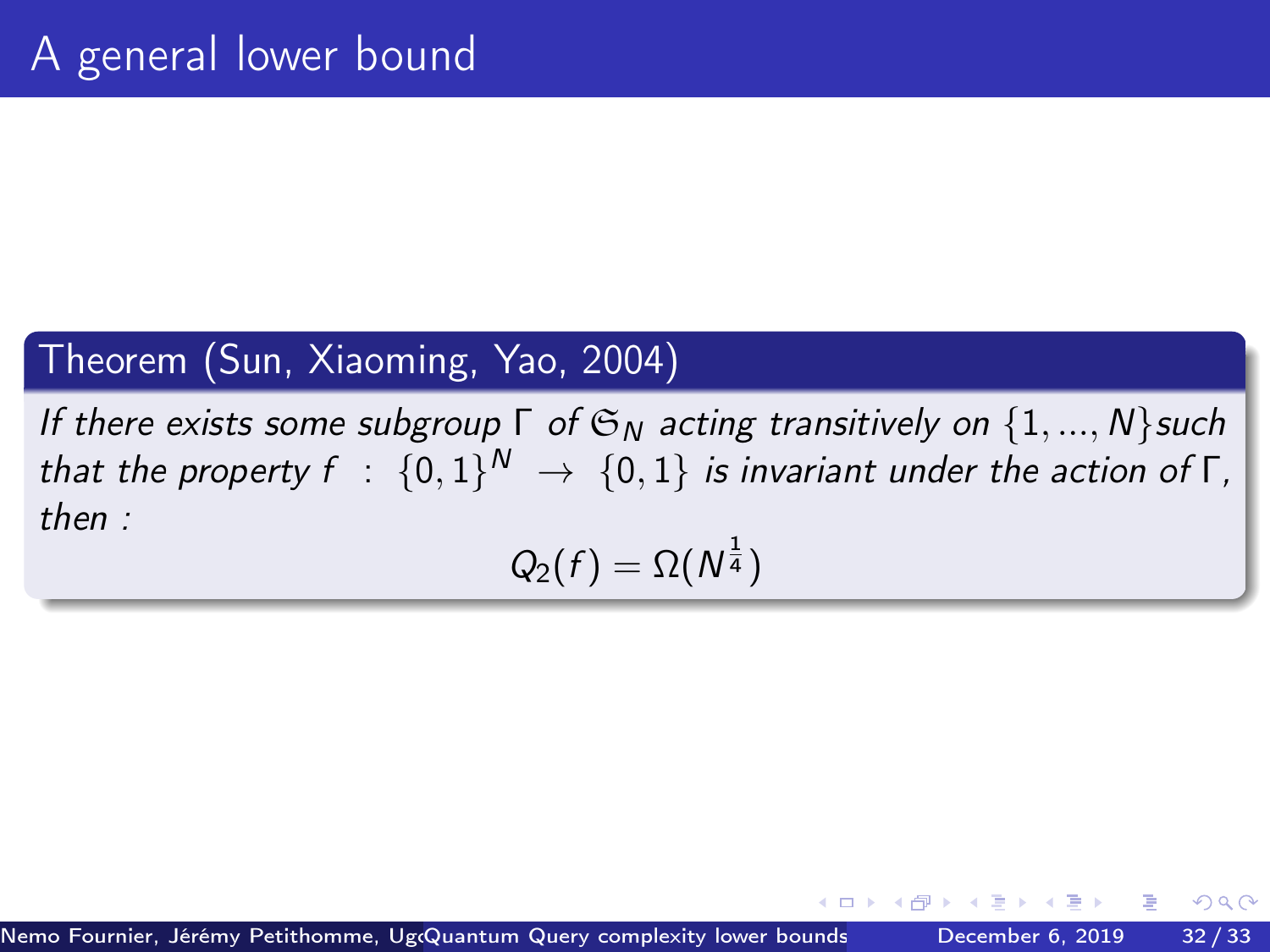# A general lower bound

**Theorem (Sun, Xiaoming, Yao, 2004)**

*If there exists some subgroup $\Gamma$ of $\mathfrak{S}_N$ acting transitively on $\{1, ..., N\}$ such that the property $f : \{0,1\}^N \to \{0,1\}$ is invariant under the action of $\Gamma$, then :*

$$Q_2(f) = \Omega(N^{\frac{1}{4}})$$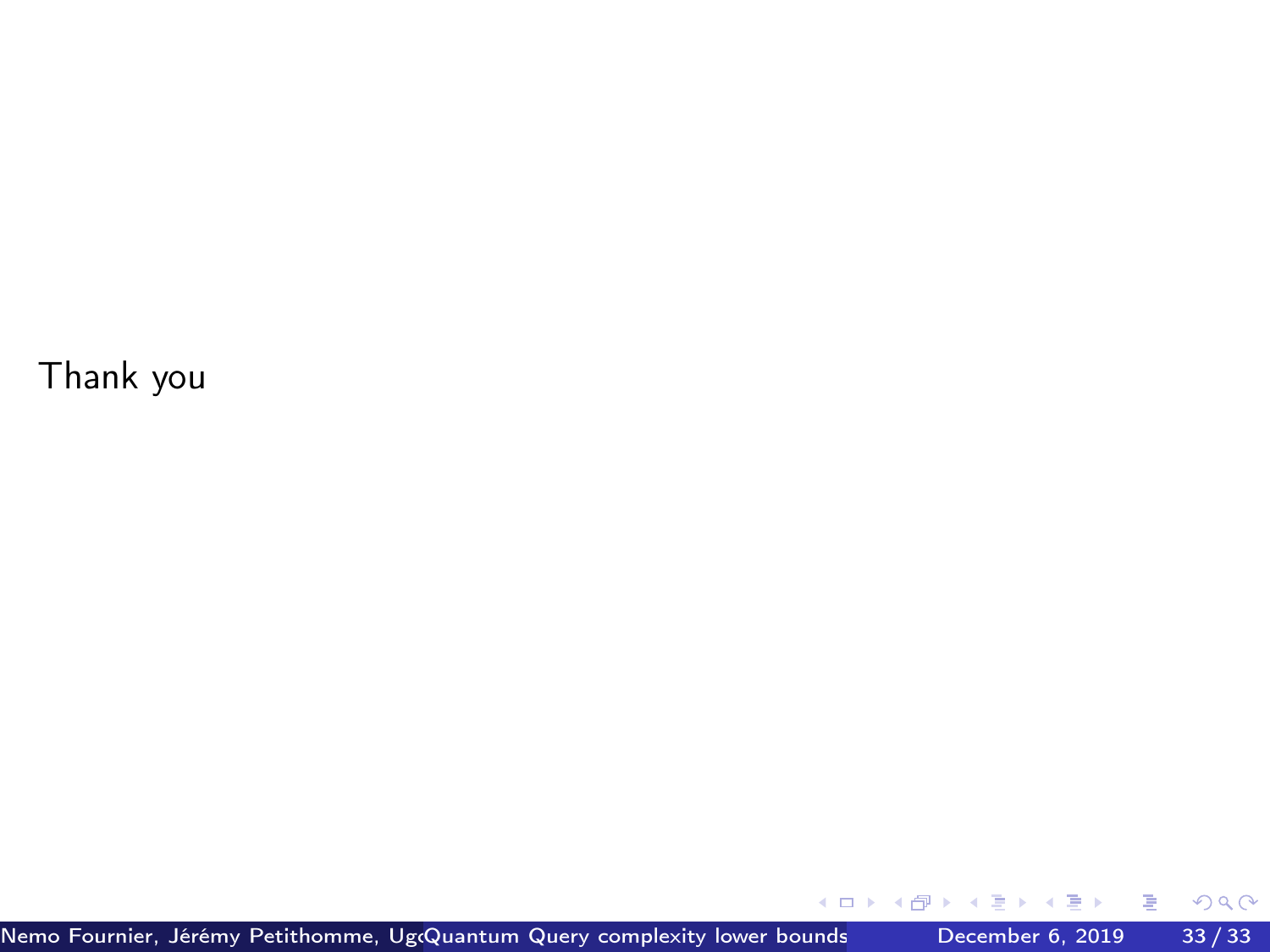Thank you